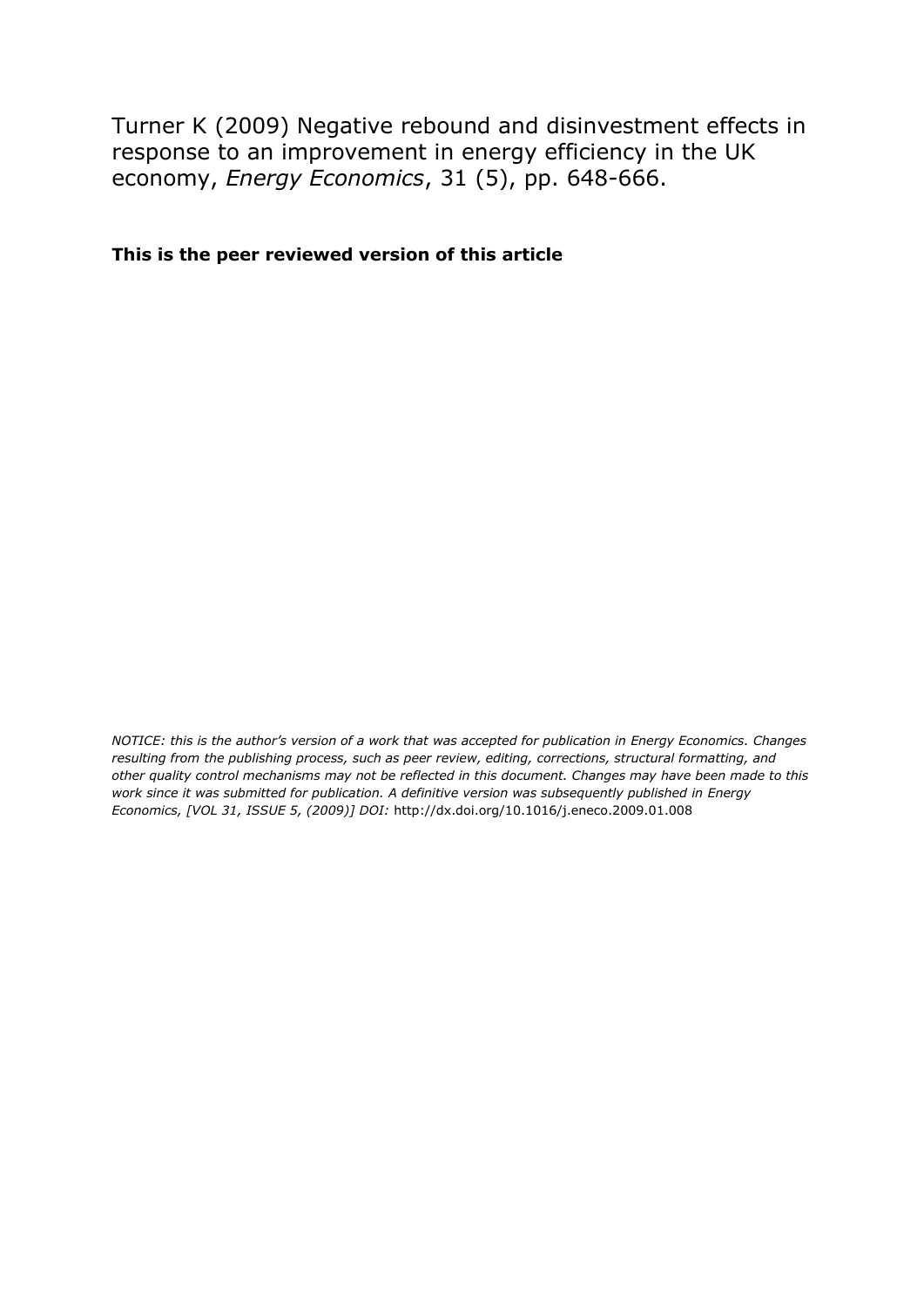Turner K (2009) Negative rebound and disinvestment effects in response to an improvement in energy efficiency in the UK economy, *Energy Economics*, 31 (5), pp. 648-666.

**This is the peer reviewed version of this article**

*NOTICE: this is the author's version of a work that was accepted for publication in Energy Economics. Changes resulting from the publishing process, such as peer review, editing, corrections, structural formatting, and other quality control mechanisms may not be reflected in this document. Changes may have been made to this work since it was submitted for publication. A definitive version was subsequently published in Energy Economics, [VOL 31, ISSUE 5, (2009)] DOI:* http://dx.doi.org/10.1016/j.eneco.2009.01.008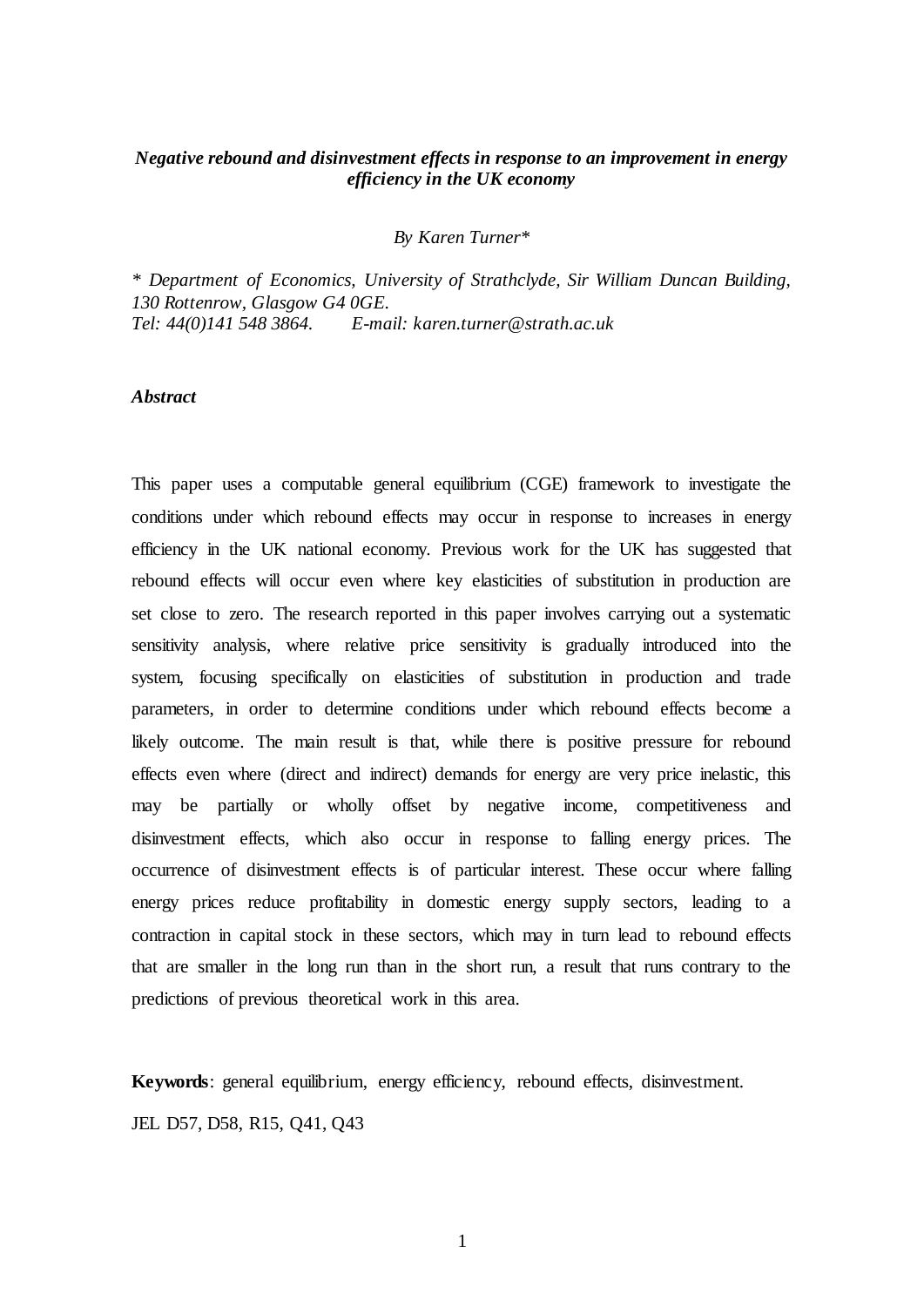***Negative rebound and disinvestment effects in response to an improvement in energy efficiency in the UK economy***

*By Karen Turner\**

*\* Department of Economics, University of Strathclyde, Sir William Duncan Building, 130 Rottenrow, Glasgow G4 0GE.*
*Tel: 44(0)141 548 3864. E-mail: karen.turner@strath.ac.uk*

***Abstract***

This paper uses a computable general equilibrium (CGE) framework to investigate the conditions under which rebound effects may occur in response to increases in energy efficiency in the UK national economy. Previous work for the UK has suggested that rebound effects will occur even where key elasticities of substitution in production are set close to zero. The research reported in this paper involves carrying out a systematic sensitivity analysis, where relative price sensitivity is gradually introduced into the system, focusing specifically on elasticities of substitution in production and trade parameters, in order to determine conditions under which rebound effects become a likely outcome. The main result is that, while there is positive pressure for rebound effects even where (direct and indirect) demands for energy are very price inelastic, this may be partially or wholly offset by negative income, competitiveness and disinvestment effects, which also occur in response to falling energy prices. The occurrence of disinvestment effects is of particular interest. These occur where falling energy prices reduce profitability in domestic energy supply sectors, leading to a contraction in capital stock in these sectors, which may in turn lead to rebound effects that are smaller in the long run than in the short run, a result that runs contrary to the predictions of previous theoretical work in this area.

**Keywords**: general equilibrium, energy efficiency, rebound effects, disinvestment.

JEL D57, D58, R15, Q41, Q43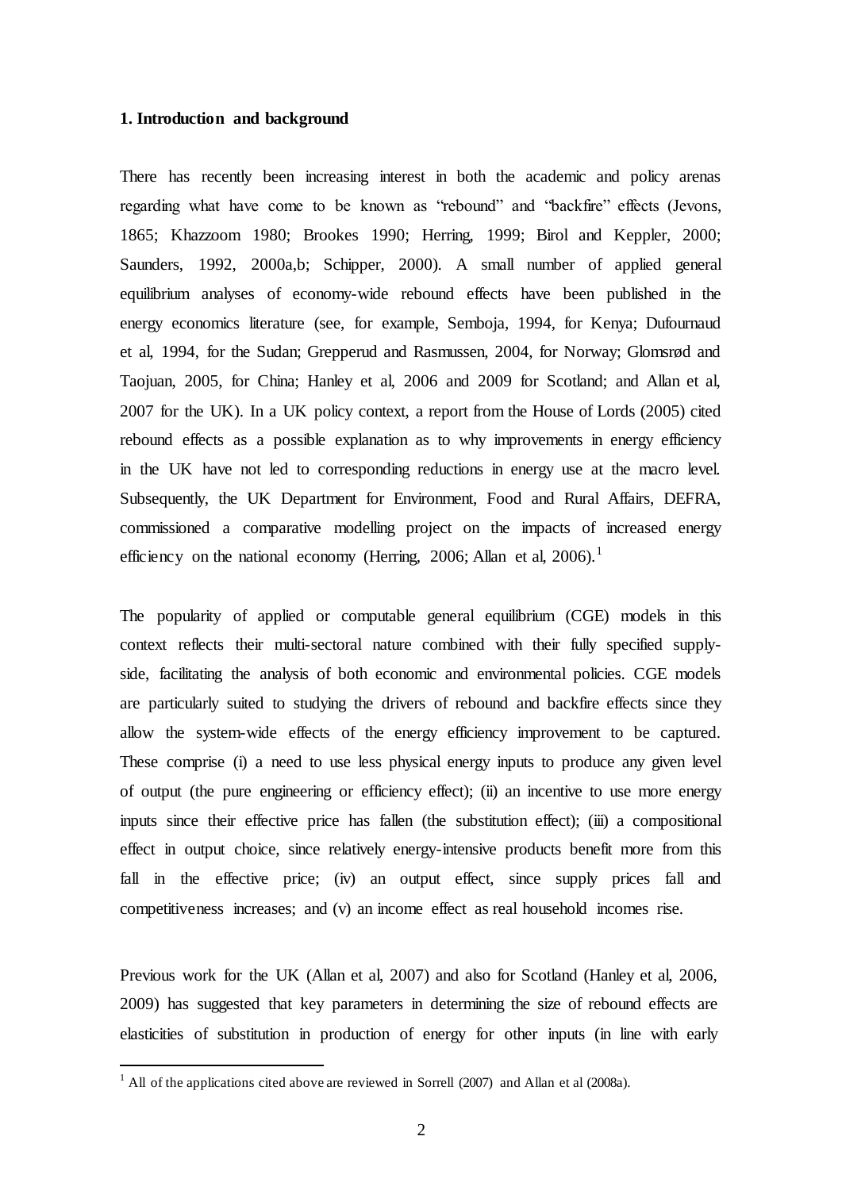## 1. Introduction and background

There has recently been increasing interest in both the academic and policy arenas regarding what have come to be known as "rebound" and "backfire" effects (Jevons, 1865; Khazzoom 1980; Brookes 1990; Herring, 1999; Birol and Keppler, 2000; Saunders, 1992, 2000a,b; Schipper, 2000). A small number of applied general equilibrium analyses of economy-wide rebound effects have been published in the energy economics literature (see, for example, Semboja, 1994, for Kenya; Dufournaud et al, 1994, for the Sudan; Grepperud and Rasmussen, 2004, for Norway; Glomsrød and Taojuan, 2005, for China; Hanley et al, 2006 and 2009 for Scotland; and Allan et al, 2007 for the UK). In a UK policy context, a report from the House of Lords (2005) cited rebound effects as a possible explanation as to why improvements in energy efficiency in the UK have not led to corresponding reductions in energy use at the macro level. Subsequently, the UK Department for Environment, Food and Rural Affairs, DEFRA, commissioned a comparative modelling project on the impacts of increased energy efficiency on the national economy (Herring, 2006; Allan et al, 2006).[1]

The popularity of applied or computable general equilibrium (CGE) models in this context reflects their multi-sectoral nature combined with their fully specified supply-side, facilitating the analysis of both economic and environmental policies. CGE models are particularly suited to studying the drivers of rebound and backfire effects since they allow the system-wide effects of the energy efficiency improvement to be captured. These comprise (i) a need to use less physical energy inputs to produce any given level of output (the pure engineering or efficiency effect); (ii) an incentive to use more energy inputs since their effective price has fallen (the substitution effect); (iii) a compositional effect in output choice, since relatively energy-intensive products benefit more from this fall in the effective price; (iv) an output effect, since supply prices fall and competitiveness increases; and (v) an income effect as real household incomes rise.

Previous work for the UK (Allan et al, 2007) and also for Scotland (Hanley et al, 2006, 2009) has suggested that key parameters in determining the size of rebound effects are elasticities of substitution in production of energy for other inputs (in line with early

[1] All of the applications cited above are reviewed in Sorrell (2007) and Allan et al (2008a).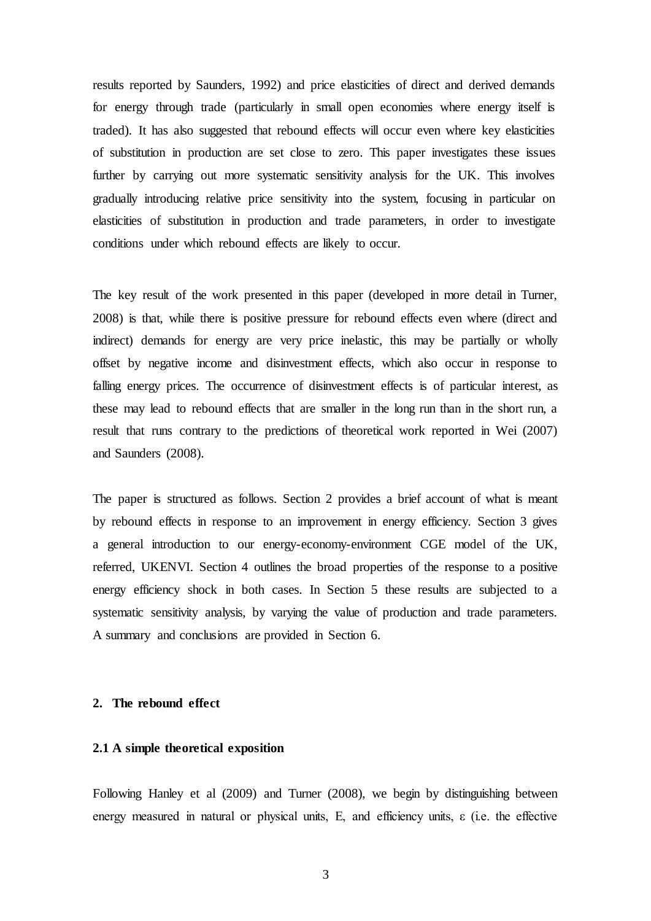results reported by Saunders, 1992) and price elasticities of direct and derived demands for energy through trade (particularly in small open economies where energy itself is traded). It has also suggested that rebound effects will occur even where key elasticities of substitution in production are set close to zero. This paper investigates these issues further by carrying out more systematic sensitivity analysis for the UK. This involves gradually introducing relative price sensitivity into the system, focusing in particular on elasticities of substitution in production and trade parameters, in order to investigate conditions under which rebound effects are likely to occur.

The key result of the work presented in this paper (developed in more detail in Turner, 2008) is that, while there is positive pressure for rebound effects even where (direct and indirect) demands for energy are very price inelastic, this may be partially or wholly offset by negative income and disinvestment effects, which also occur in response to falling energy prices. The occurrence of disinvestment effects is of particular interest, as these may lead to rebound effects that are smaller in the long run than in the short run, a result that runs contrary to the predictions of theoretical work reported in Wei (2007) and Saunders (2008).

The paper is structured as follows. Section 2 provides a brief account of what is meant by rebound effects in response to an improvement in energy efficiency. Section 3 gives a general introduction to our energy-economy-environment CGE model of the UK, referred, UKENVI. Section 4 outlines the broad properties of the response to a positive energy efficiency shock in both cases. In Section 5 these results are subjected to a systematic sensitivity analysis, by varying the value of production and trade parameters. A summary and conclusions are provided in Section 6.

## 2. The rebound effect

### 2.1 A simple theoretical exposition

Following Hanley et al (2009) and Turner (2008), we begin by distinguishing between energy measured in natural or physical units, E, and efficiency units, $\varepsilon$ (i.e. the effective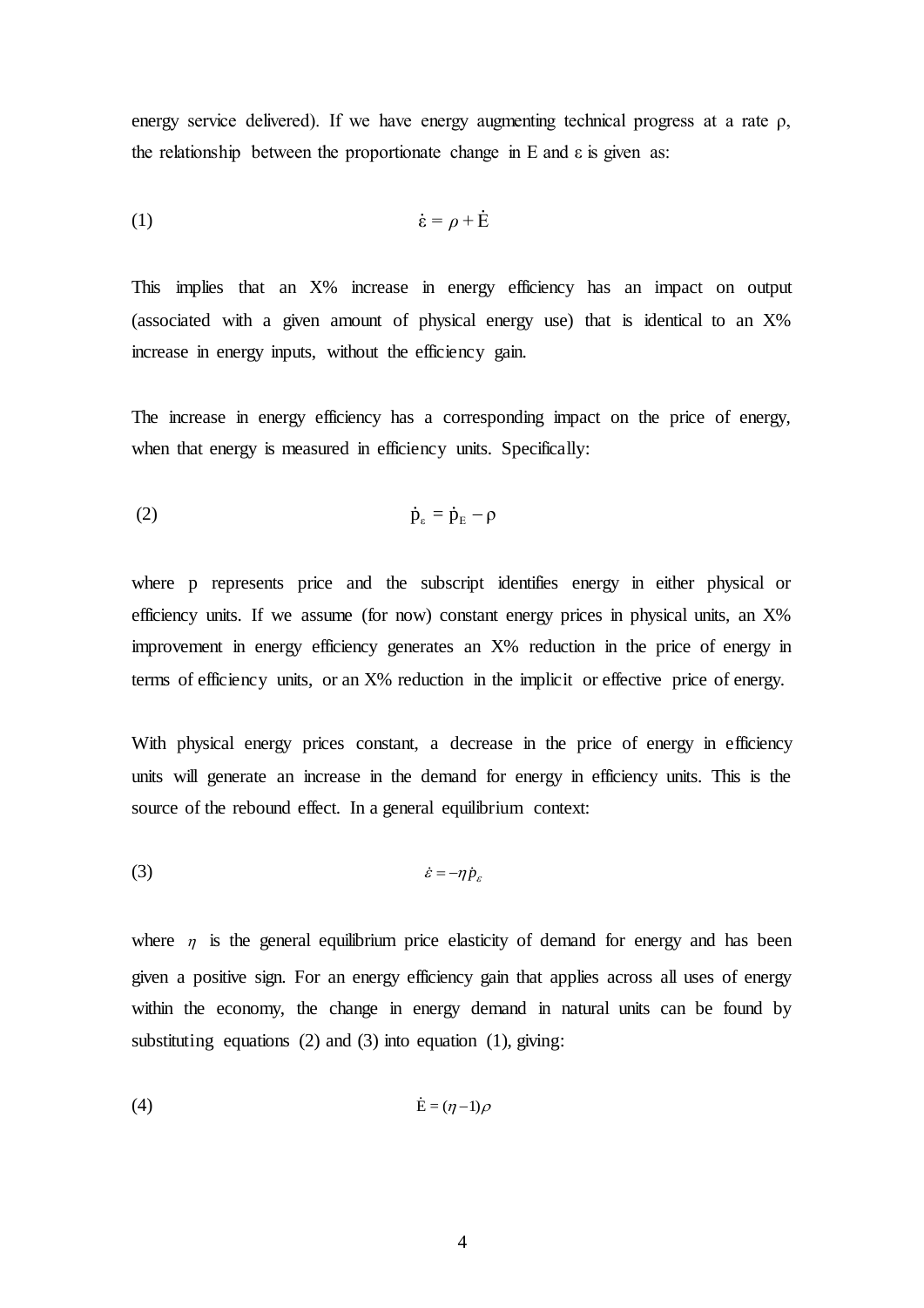energy service delivered). If we have energy augmenting technical progress at a rate $\rho$, the relationship between the proportionate change in E and $\varepsilon$ is given as:

$$\dot{\varepsilon} = \rho + \dot{E} \tag{1}$$

This implies that an X% increase in energy efficiency has an impact on output (associated with a given amount of physical energy use) that is identical to an X% increase in energy inputs, without the efficiency gain.

The increase in energy efficiency has a corresponding impact on the price of energy, when that energy is measured in efficiency units. Specifically:

$$\dot{p}_{\varepsilon} = \dot{p}_{E} - \rho \tag{2}$$

where p represents price and the subscript identifies energy in either physical or efficiency units. If we assume (for now) constant energy prices in physical units, an X% improvement in energy efficiency generates an X% reduction in the price of energy in terms of efficiency units, or an X% reduction in the implicit or effective price of energy.

With physical energy prices constant, a decrease in the price of energy in efficiency units will generate an increase in the demand for energy in efficiency units. This is the source of the rebound effect. In a general equilibrium context:

$$\dot{\varepsilon} = -\eta \dot{p}_{\varepsilon} \tag{3}$$

where $\eta$ is the general equilibrium price elasticity of demand for energy and has been given a positive sign. For an energy efficiency gain that applies across all uses of energy within the economy, the change in energy demand in natural units can be found by substituting equations (2) and (3) into equation (1), giving:

$$\dot{E} = (\eta - 1)\rho \tag{4}$$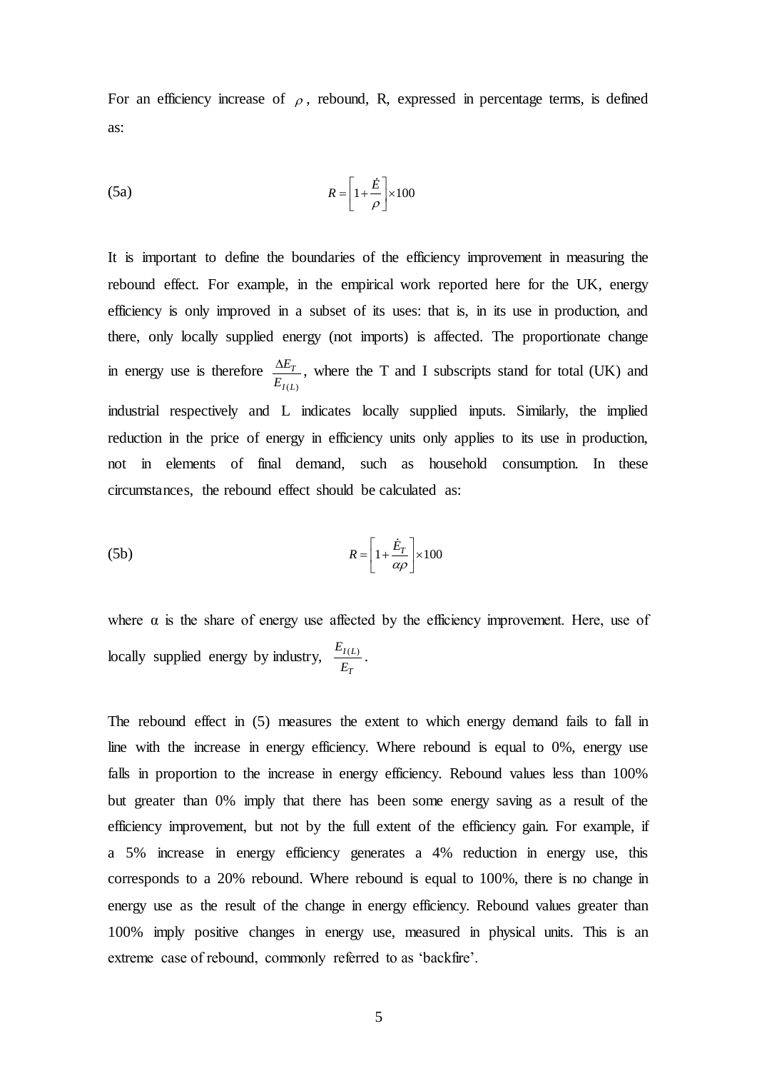For an efficiency increase of $\rho$, rebound, R, expressed in percentage terms, is defined as:

$$R = \left[1 + \frac{\dot{E}}{\rho}\right] \times 100 \qquad \text{(5a)}$$

It is important to define the boundaries of the efficiency improvement in measuring the rebound effect. For example, in the empirical work reported here for the UK, energy efficiency is only improved in a subset of its uses: that is, in its use in production, and there, only locally supplied energy (not imports) is affected. The proportionate change in energy use is therefore $\frac{\Delta E_T}{E_{I(L)}}$, where the T and I subscripts stand for total (UK) and industrial respectively and L indicates locally supplied inputs. Similarly, the implied reduction in the price of energy in efficiency units only applies to its use in production, not in elements of final demand, such as household consumption. In these circumstances, the rebound effect should be calculated as:

$$R = \left[1 + \frac{\dot{E}_T}{\alpha\rho}\right] \times 100 \qquad \text{(5b)}$$

where α is the share of energy use affected by the efficiency improvement. Here, use of locally supplied energy by industry, $\frac{E_{I(L)}}{E_T}$.

The rebound effect in (5) measures the extent to which energy demand fails to fall in line with the increase in energy efficiency. Where rebound is equal to 0%, energy use falls in proportion to the increase in energy efficiency. Rebound values less than 100% but greater than 0% imply that there has been some energy saving as a result of the efficiency improvement, but not by the full extent of the efficiency gain. For example, if a 5% increase in energy efficiency generates a 4% reduction in energy use, this corresponds to a 20% rebound. Where rebound is equal to 100%, there is no change in energy use as the result of the change in energy efficiency. Rebound values greater than 100% imply positive changes in energy use, measured in physical units. This is an extreme case of rebound, commonly referred to as 'backfire'.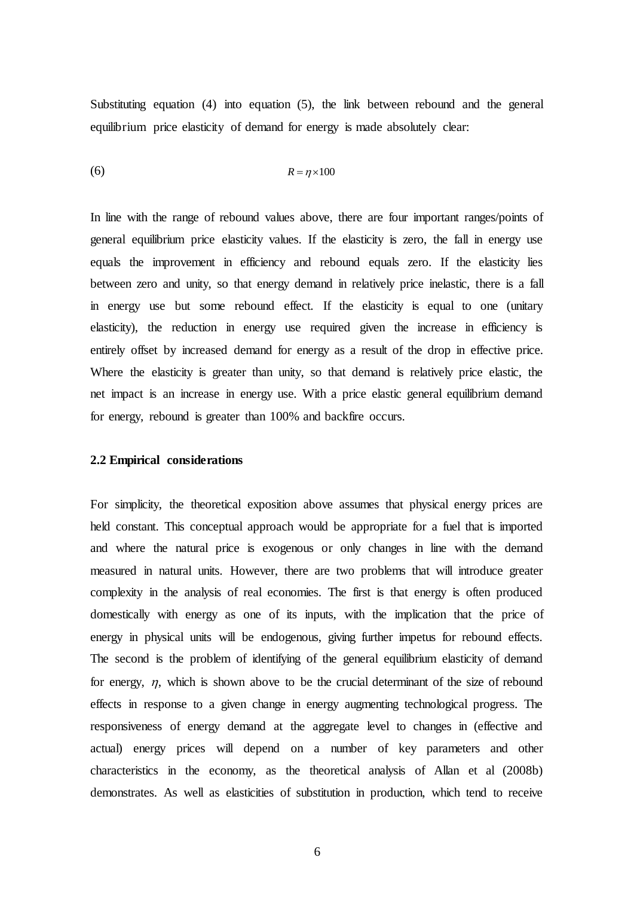Substituting equation (4) into equation (5), the link between rebound and the general equilibrium price elasticity of demand for energy is made absolutely clear:

$$(6) \qquad R = \eta \times 100$$

In line with the range of rebound values above, there are four important ranges/points of general equilibrium price elasticity values. If the elasticity is zero, the fall in energy use equals the improvement in efficiency and rebound equals zero. If the elasticity lies between zero and unity, so that energy demand in relatively price inelastic, there is a fall in energy use but some rebound effect. If the elasticity is equal to one (unitary elasticity), the reduction in energy use required given the increase in efficiency is entirely offset by increased demand for energy as a result of the drop in effective price. Where the elasticity is greater than unity, so that demand is relatively price elastic, the net impact is an increase in energy use. With a price elastic general equilibrium demand for energy, rebound is greater than 100% and backfire occurs.

### 2.2 Empirical considerations

For simplicity, the theoretical exposition above assumes that physical energy prices are held constant. This conceptual approach would be appropriate for a fuel that is imported and where the natural price is exogenous or only changes in line with the demand measured in natural units. However, there are two problems that will introduce greater complexity in the analysis of real economies. The first is that energy is often produced domestically with energy as one of its inputs, with the implication that the price of energy in physical units will be endogenous, giving further impetus for rebound effects. The second is the problem of identifying of the general equilibrium elasticity of demand for energy, $\eta$, which is shown above to be the crucial determinant of the size of rebound effects in response to a given change in energy augmenting technological progress. The responsiveness of energy demand at the aggregate level to changes in (effective and actual) energy prices will depend on a number of key parameters and other characteristics in the economy, as the theoretical analysis of Allan et al (2008b) demonstrates. As well as elasticities of substitution in production, which tend to receive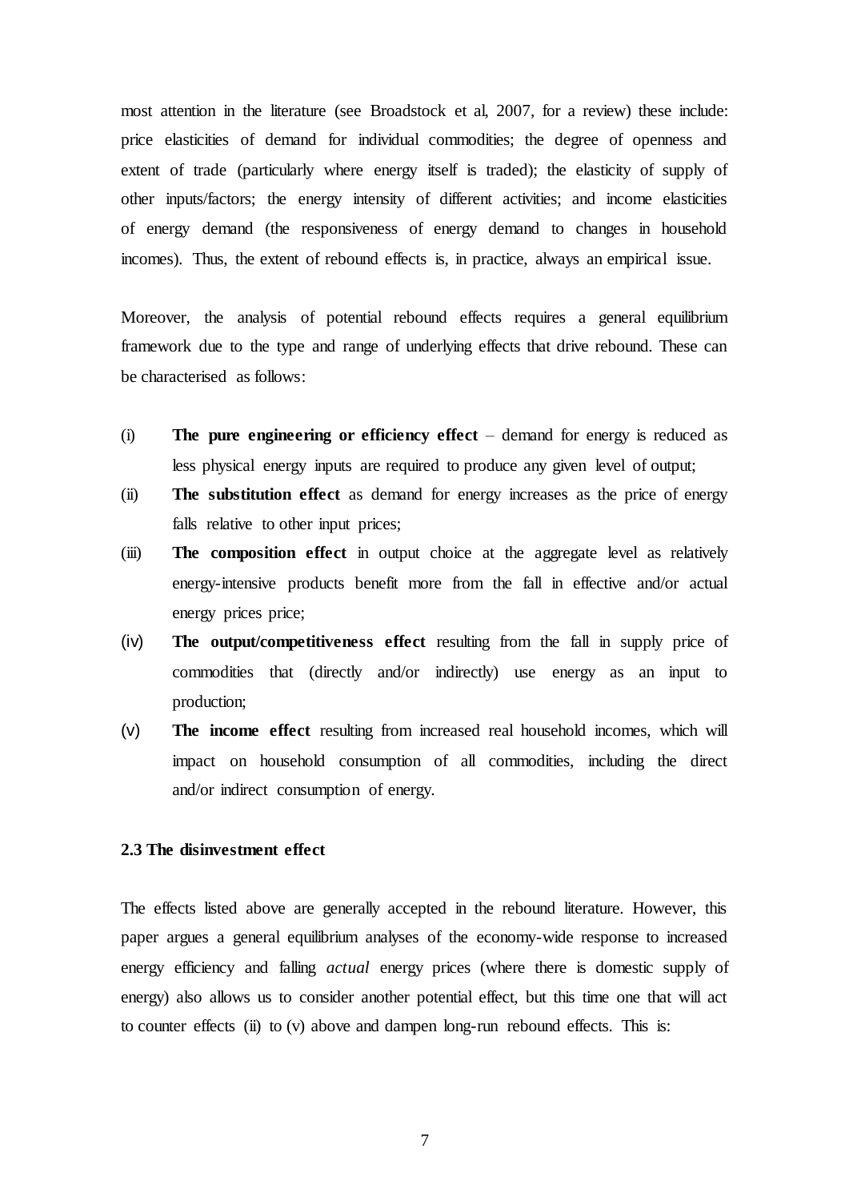most attention in the literature (see Broadstock et al, 2007, for a review) these include: price elasticities of demand for individual commodities; the degree of openness and extent of trade (particularly where energy itself is traded); the elasticity of supply of other inputs/factors; the energy intensity of different activities; and income elasticities of energy demand (the responsiveness of energy demand to changes in household incomes). Thus, the extent of rebound effects is, in practice, always an empirical issue.

Moreover, the analysis of potential rebound effects requires a general equilibrium framework due to the type and range of underlying effects that drive rebound. These can be characterised as follows:

(i) **The pure engineering or efficiency effect** – demand for energy is reduced as less physical energy inputs are required to produce any given level of output;

(ii) **The substitution effect** as demand for energy increases as the price of energy falls relative to other input prices;

(iii) **The composition effect** in output choice at the aggregate level as relatively energy-intensive products benefit more from the fall in effective and/or actual energy prices price;

(iv) **The output/competitiveness effect** resulting from the fall in supply price of commodities that (directly and/or indirectly) use energy as an input to production;

(v) **The income effect** resulting from increased real household incomes, which will impact on household consumption of all commodities, including the direct and/or indirect consumption of energy.

### 2.3 The disinvestment effect

The effects listed above are generally accepted in the rebound literature. However, this paper argues a general equilibrium analyses of the economy-wide response to increased energy efficiency and falling *actual* energy prices (where there is domestic supply of energy) also allows us to consider another potential effect, but this time one that will act to counter effects (ii) to (v) above and dampen long-run rebound effects. This is: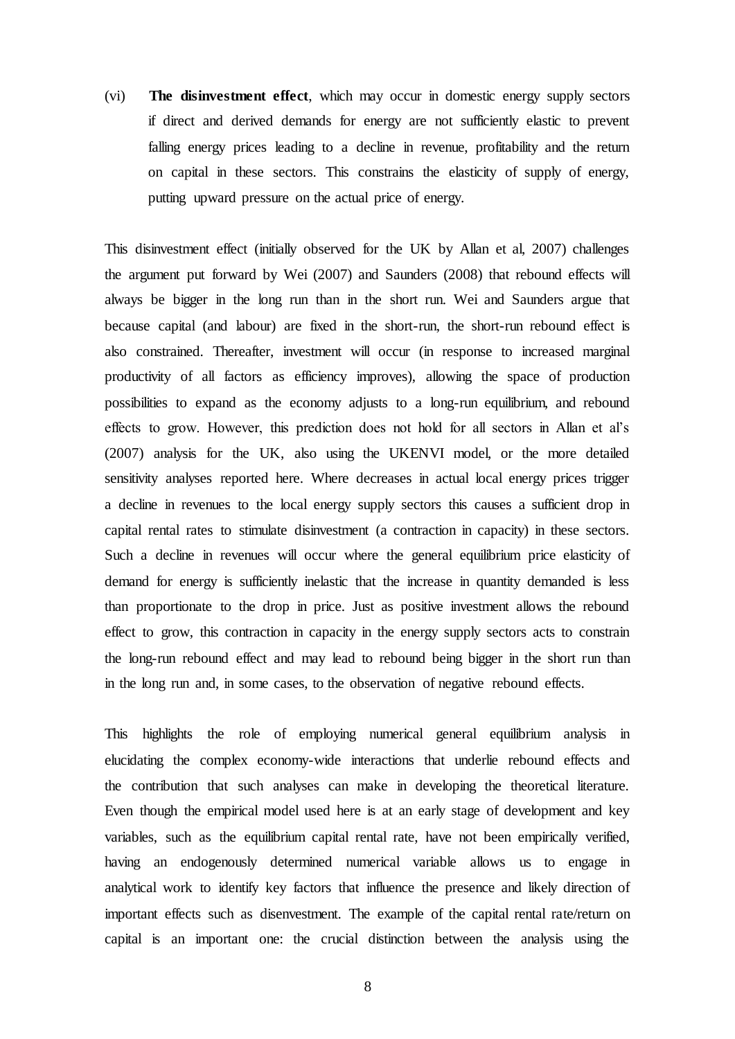(vi) **The disinvestment effect**, which may occur in domestic energy supply sectors if direct and derived demands for energy are not sufficiently elastic to prevent falling energy prices leading to a decline in revenue, profitability and the return on capital in these sectors. This constrains the elasticity of supply of energy, putting upward pressure on the actual price of energy.

This disinvestment effect (initially observed for the UK by Allan et al, 2007) challenges the argument put forward by Wei (2007) and Saunders (2008) that rebound effects will always be bigger in the long run than in the short run. Wei and Saunders argue that because capital (and labour) are fixed in the short-run, the short-run rebound effect is also constrained. Thereafter, investment will occur (in response to increased marginal productivity of all factors as efficiency improves), allowing the space of production possibilities to expand as the economy adjusts to a long-run equilibrium, and rebound effects to grow. However, this prediction does not hold for all sectors in Allan et al's (2007) analysis for the UK, also using the UKENVI model, or the more detailed sensitivity analyses reported here. Where decreases in actual local energy prices trigger a decline in revenues to the local energy supply sectors this causes a sufficient drop in capital rental rates to stimulate disinvestment (a contraction in capacity) in these sectors. Such a decline in revenues will occur where the general equilibrium price elasticity of demand for energy is sufficiently inelastic that the increase in quantity demanded is less than proportionate to the drop in price. Just as positive investment allows the rebound effect to grow, this contraction in capacity in the energy supply sectors acts to constrain the long-run rebound effect and may lead to rebound being bigger in the short run than in the long run and, in some cases, to the observation of negative rebound effects.

This highlights the role of employing numerical general equilibrium analysis in elucidating the complex economy-wide interactions that underlie rebound effects and the contribution that such analyses can make in developing the theoretical literature. Even though the empirical model used here is at an early stage of development and key variables, such as the equilibrium capital rental rate, have not been empirically verified, having an endogenously determined numerical variable allows us to engage in analytical work to identify key factors that influence the presence and likely direction of important effects such as disenvestment. The example of the capital rental rate/return on capital is an important one: the crucial distinction between the analysis using the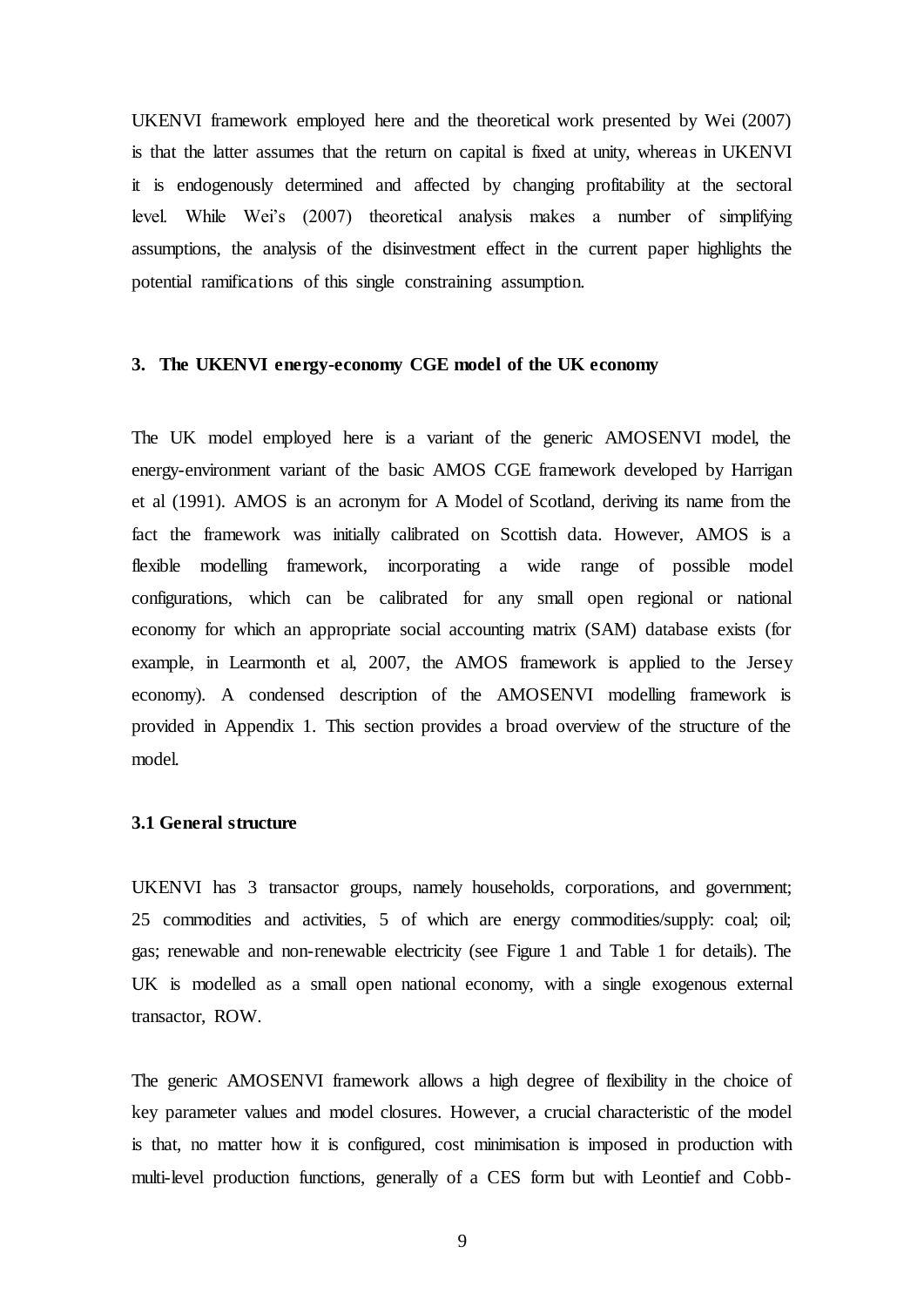UKENVI framework employed here and the theoretical work presented by Wei (2007) is that the latter assumes that the return on capital is fixed at unity, whereas in UKENVI it is endogenously determined and affected by changing profitability at the sectoral level. While Wei's (2007) theoretical analysis makes a number of simplifying assumptions, the analysis of the disinvestment effect in the current paper highlights the potential ramifications of this single constraining assumption.

## 3. The UKENVI energy-economy CGE model of the UK economy

The UK model employed here is a variant of the generic AMOSENVI model, the energy-environment variant of the basic AMOS CGE framework developed by Harrigan et al (1991). AMOS is an acronym for A Model of Scotland, deriving its name from the fact the framework was initially calibrated on Scottish data. However, AMOS is a flexible modelling framework, incorporating a wide range of possible model configurations, which can be calibrated for any small open regional or national economy for which an appropriate social accounting matrix (SAM) database exists (for example, in Learmonth et al, 2007, the AMOS framework is applied to the Jersey economy). A condensed description of the AMOSENVI modelling framework is provided in Appendix 1. This section provides a broad overview of the structure of the model.

### 3.1 General structure

UKENVI has 3 transactor groups, namely households, corporations, and government; 25 commodities and activities, 5 of which are energy commodities/supply: coal; oil; gas; renewable and non-renewable electricity (see Figure 1 and Table 1 for details). The UK is modelled as a small open national economy, with a single exogenous external transactor, ROW.

The generic AMOSENVI framework allows a high degree of flexibility in the choice of key parameter values and model closures. However, a crucial characteristic of the model is that, no matter how it is configured, cost minimisation is imposed in production with multi-level production functions, generally of a CES form but with Leontief and Cobb-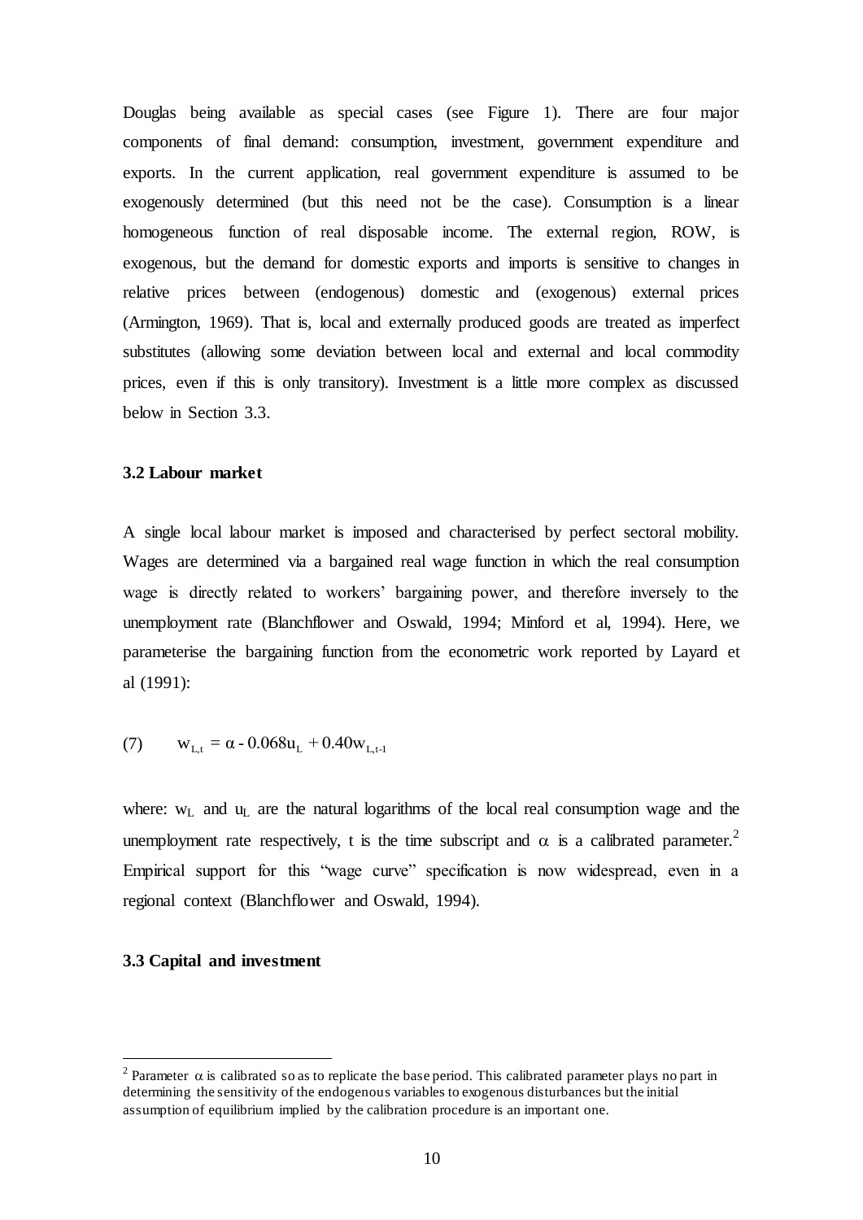Douglas being available as special cases (see Figure 1). There are four major components of final demand: consumption, investment, government expenditure and exports. In the current application, real government expenditure is assumed to be exogenously determined (but this need not be the case). Consumption is a linear homogeneous function of real disposable income. The external region, ROW, is exogenous, but the demand for domestic exports and imports is sensitive to changes in relative prices between (endogenous) domestic and (exogenous) external prices (Armington, 1969). That is, local and externally produced goods are treated as imperfect substitutes (allowing some deviation between local and external and local commodity prices, even if this is only transitory). Investment is a little more complex as discussed below in Section 3.3.

### 3.2 Labour market

A single local labour market is imposed and characterised by perfect sectoral mobility. Wages are determined via a bargained real wage function in which the real consumption wage is directly related to workers' bargaining power, and therefore inversely to the unemployment rate (Blanchflower and Oswald, 1994; Minford et al, 1994). Here, we parameterise the bargaining function from the econometric work reported by Layard et al (1991):

$$(7) \qquad w_{L,t} = \alpha - 0.068u_L + 0.40w_{L,t-1}$$

where: $w_L$ and $u_L$ are the natural logarithms of the local real consumption wage and the unemployment rate respectively, t is the time subscript and $\alpha$ is a calibrated parameter.[2] Empirical support for this "wage curve" specification is now widespread, even in a regional context (Blanchflower and Oswald, 1994).

### 3.3 Capital and investment

[2] Parameter $\alpha$ is calibrated so as to replicate the base period. This calibrated parameter plays no part in determining the sensitivity of the endogenous variables to exogenous disturbances but the initial assumption of equilibrium implied by the calibration procedure is an important one.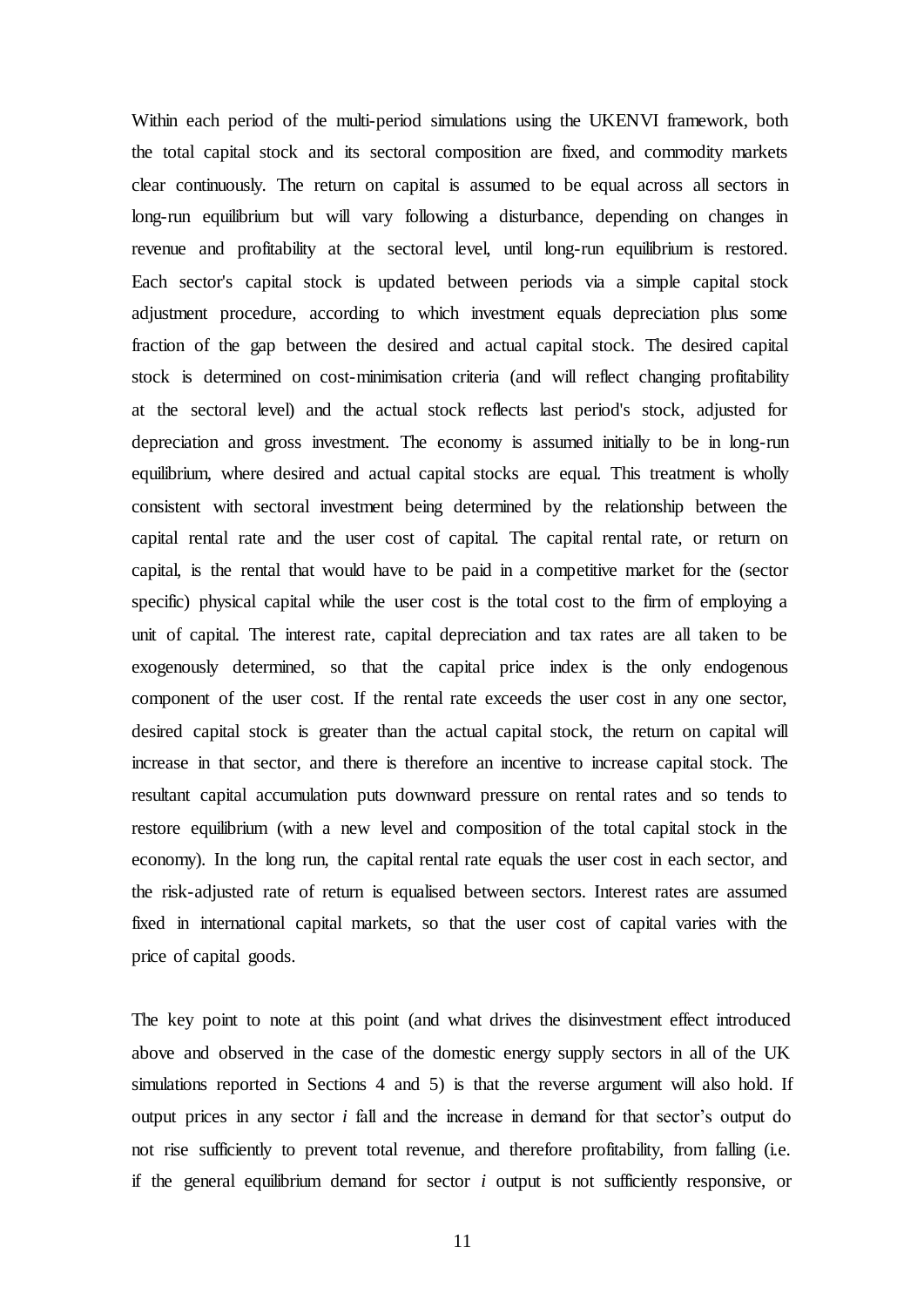Within each period of the multi-period simulations using the UKENVI framework, both the total capital stock and its sectoral composition are fixed, and commodity markets clear continuously. The return on capital is assumed to be equal across all sectors in long-run equilibrium but will vary following a disturbance, depending on changes in revenue and profitability at the sectoral level, until long-run equilibrium is restored. Each sector's capital stock is updated between periods via a simple capital stock adjustment procedure, according to which investment equals depreciation plus some fraction of the gap between the desired and actual capital stock. The desired capital stock is determined on cost-minimisation criteria (and will reflect changing profitability at the sectoral level) and the actual stock reflects last period's stock, adjusted for depreciation and gross investment. The economy is assumed initially to be in long-run equilibrium, where desired and actual capital stocks are equal. This treatment is wholly consistent with sectoral investment being determined by the relationship between the capital rental rate and the user cost of capital. The capital rental rate, or return on capital, is the rental that would have to be paid in a competitive market for the (sector specific) physical capital while the user cost is the total cost to the firm of employing a unit of capital. The interest rate, capital depreciation and tax rates are all taken to be exogenously determined, so that the capital price index is the only endogenous component of the user cost. If the rental rate exceeds the user cost in any one sector, desired capital stock is greater than the actual capital stock, the return on capital will increase in that sector, and there is therefore an incentive to increase capital stock. The resultant capital accumulation puts downward pressure on rental rates and so tends to restore equilibrium (with a new level and composition of the total capital stock in the economy). In the long run, the capital rental rate equals the user cost in each sector, and the risk-adjusted rate of return is equalised between sectors. Interest rates are assumed fixed in international capital markets, so that the user cost of capital varies with the price of capital goods.

The key point to note at this point (and what drives the disinvestment effect introduced above and observed in the case of the domestic energy supply sectors in all of the UK simulations reported in Sections 4 and 5) is that the reverse argument will also hold. If output prices in any sector *i* fall and the increase in demand for that sector's output do not rise sufficiently to prevent total revenue, and therefore profitability, from falling (i.e. if the general equilibrium demand for sector *i* output is not sufficiently responsive, or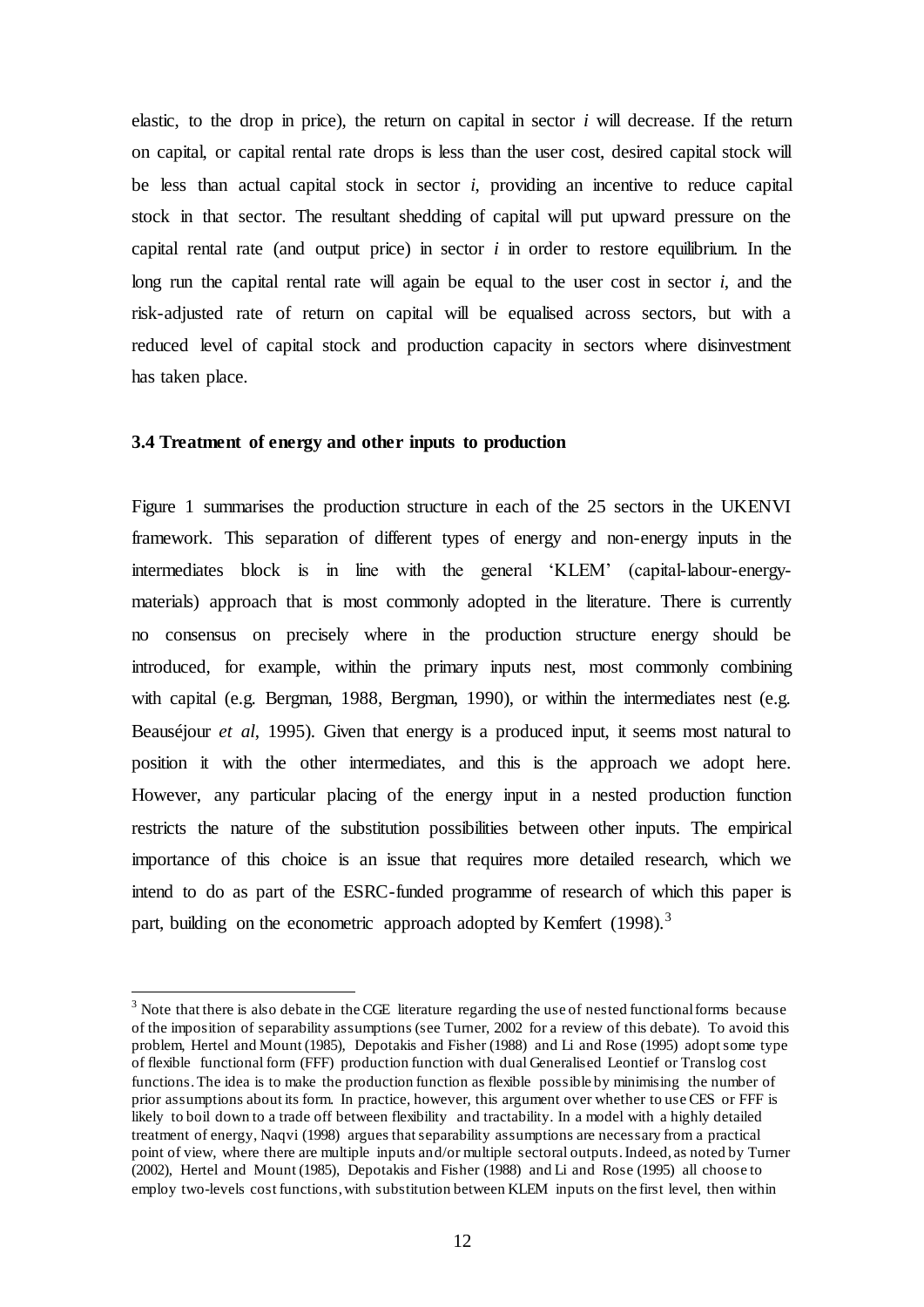elastic, to the drop in price), the return on capital in sector *i* will decrease. If the return on capital, or capital rental rate drops is less than the user cost, desired capital stock will be less than actual capital stock in sector *i*, providing an incentive to reduce capital stock in that sector. The resultant shedding of capital will put upward pressure on the capital rental rate (and output price) in sector *i* in order to restore equilibrium. In the long run the capital rental rate will again be equal to the user cost in sector *i*, and the risk-adjusted rate of return on capital will be equalised across sectors, but with a reduced level of capital stock and production capacity in sectors where disinvestment has taken place.

### 3.4 Treatment of energy and other inputs to production

Figure 1 summarises the production structure in each of the 25 sectors in the UKENVI framework. This separation of different types of energy and non-energy inputs in the intermediates block is in line with the general 'KLEM' (capital-labour-energy-materials) approach that is most commonly adopted in the literature. There is currently no consensus on precisely where in the production structure energy should be introduced, for example, within the primary inputs nest, most commonly combining with capital (e.g. Bergman, 1988, Bergman, 1990), or within the intermediates nest (e.g. Beauséjour *et al*, 1995). Given that energy is a produced input, it seems most natural to position it with the other intermediates, and this is the approach we adopt here. However, any particular placing of the energy input in a nested production function restricts the nature of the substitution possibilities between other inputs. The empirical importance of this choice is an issue that requires more detailed research, which we intend to do as part of the ESRC-funded programme of research of which this paper is part, building on the econometric approach adopted by Kemfert (1998).[3]

[3] Note that there is also debate in the CGE literature regarding the use of nested functional forms because of the imposition of separability assumptions (see Turner, 2002 for a review of this debate). To avoid this problem, Hertel and Mount (1985), Depotakis and Fisher (1988) and Li and Rose (1995) adopt some type of flexible functional form (FFF) production function with dual Generalised Leontief or Translog cost functions. The idea is to make the production function as flexible possible by minimising the number of prior assumptions about its form. In practice, however, this argument over whether to use CES or FFF is likely to boil down to a trade off between flexibility and tractability. In a model with a highly detailed treatment of energy, Naqvi (1998) argues that separability assumptions are necessary from a practical point of view, where there are multiple inputs and/or multiple sectoral outputs. Indeed, as noted by Turner (2002), Hertel and Mount (1985), Depotakis and Fisher (1988) and Li and Rose (1995) all choose to employ two-levels cost functions, with substitution between KLEM inputs on the first level, then within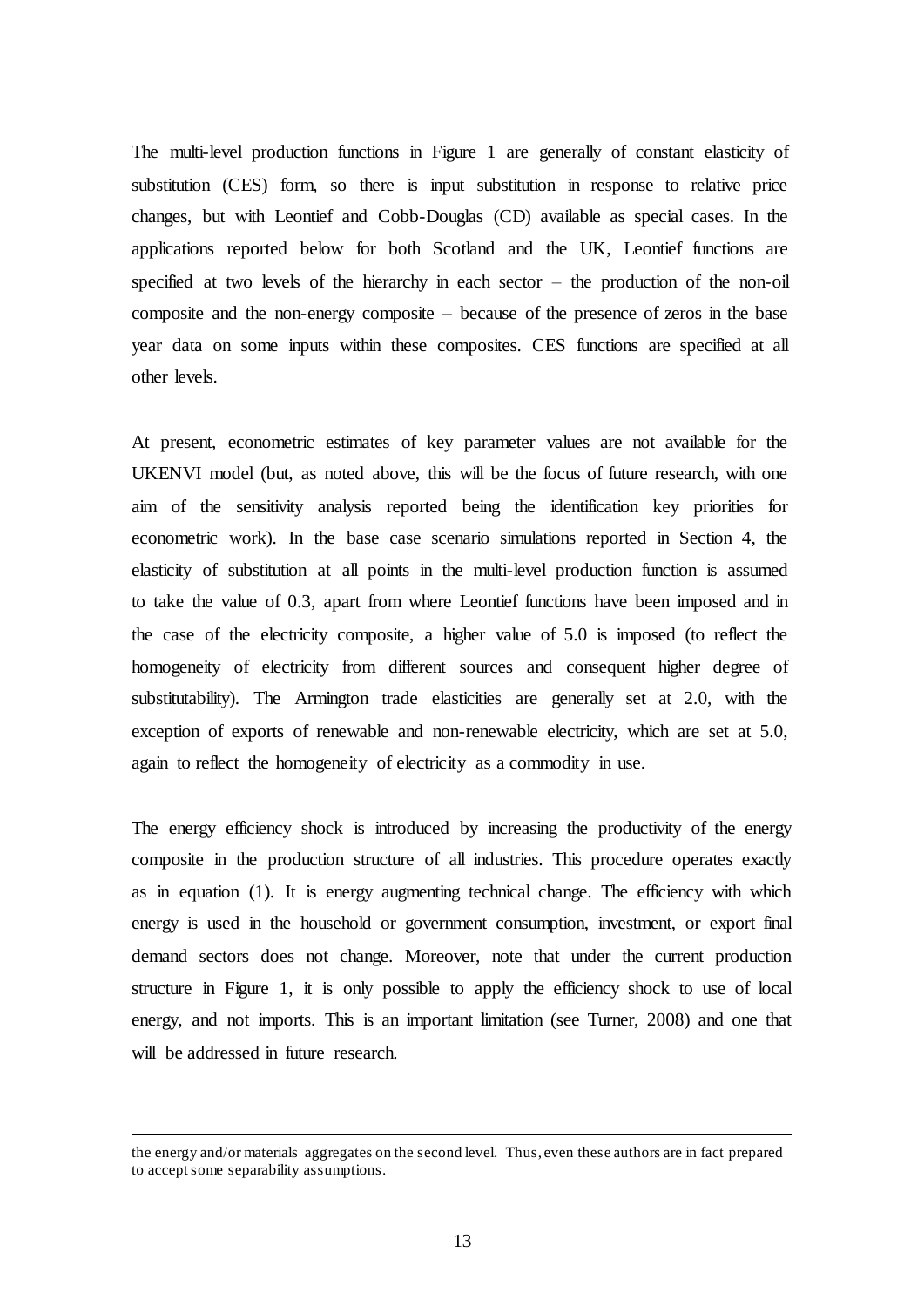The multi-level production functions in Figure 1 are generally of constant elasticity of substitution (CES) form, so there is input substitution in response to relative price changes, but with Leontief and Cobb-Douglas (CD) available as special cases. In the applications reported below for both Scotland and the UK, Leontief functions are specified at two levels of the hierarchy in each sector – the production of the non-oil composite and the non-energy composite – because of the presence of zeros in the base year data on some inputs within these composites. CES functions are specified at all other levels.

At present, econometric estimates of key parameter values are not available for the UKENVI model (but, as noted above, this will be the focus of future research, with one aim of the sensitivity analysis reported being the identification key priorities for econometric work). In the base case scenario simulations reported in Section 4, the elasticity of substitution at all points in the multi-level production function is assumed to take the value of 0.3, apart from where Leontief functions have been imposed and in the case of the electricity composite, a higher value of 5.0 is imposed (to reflect the homogeneity of electricity from different sources and consequent higher degree of substitutability). The Armington trade elasticities are generally set at 2.0, with the exception of exports of renewable and non-renewable electricity, which are set at 5.0, again to reflect the homogeneity of electricity as a commodity in use.

The energy efficiency shock is introduced by increasing the productivity of the energy composite in the production structure of all industries. This procedure operates exactly as in equation (1). It is energy augmenting technical change. The efficiency with which energy is used in the household or government consumption, investment, or export final demand sectors does not change. Moreover, note that under the current production structure in Figure 1, it is only possible to apply the efficiency shock to use of local energy, and not imports. This is an important limitation (see Turner, 2008) and one that will be addressed in future research.

---

the energy and/or materials aggregates on the second level. Thus, even these authors are in fact prepared to accept some separability assumptions.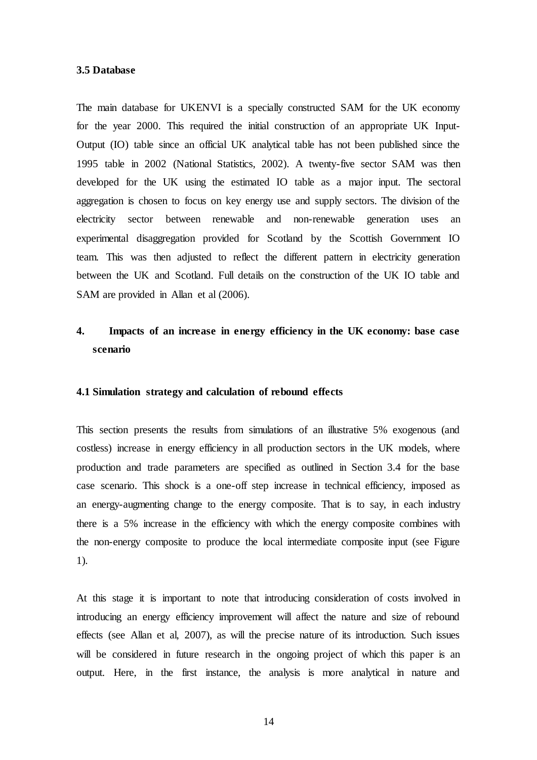### 3.5 Database

The main database for UKENVI is a specially constructed SAM for the UK economy for the year 2000. This required the initial construction of an appropriate UK Input-Output (IO) table since an official UK analytical table has not been published since the 1995 table in 2002 (National Statistics, 2002). A twenty-five sector SAM was then developed for the UK using the estimated IO table as a major input. The sectoral aggregation is chosen to focus on key energy use and supply sectors. The division of the electricity sector between renewable and non-renewable generation uses an experimental disaggregation provided for Scotland by the Scottish Government IO team. This was then adjusted to reflect the different pattern in electricity generation between the UK and Scotland. Full details on the construction of the UK IO table and SAM are provided in Allan et al (2006).

## 4. Impacts of an increase in energy efficiency in the UK economy: base case scenario

### 4.1 Simulation strategy and calculation of rebound effects

This section presents the results from simulations of an illustrative 5% exogenous (and costless) increase in energy efficiency in all production sectors in the UK models, where production and trade parameters are specified as outlined in Section 3.4 for the base case scenario. This shock is a one-off step increase in technical efficiency, imposed as an energy-augmenting change to the energy composite. That is to say, in each industry there is a 5% increase in the efficiency with which the energy composite combines with the non-energy composite to produce the local intermediate composite input (see Figure 1).

At this stage it is important to note that introducing consideration of costs involved in introducing an energy efficiency improvement will affect the nature and size of rebound effects (see Allan et al, 2007), as will the precise nature of its introduction. Such issues will be considered in future research in the ongoing project of which this paper is an output. Here, in the first instance, the analysis is more analytical in nature and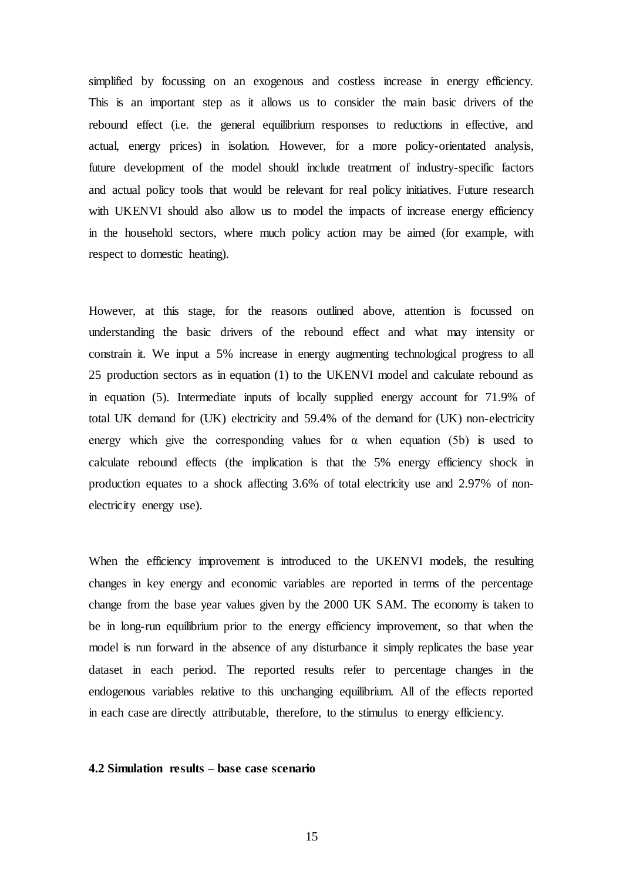simplified by focussing on an exogenous and costless increase in energy efficiency. This is an important step as it allows us to consider the main basic drivers of the rebound effect (i.e. the general equilibrium responses to reductions in effective, and actual, energy prices) in isolation. However, for a more policy-orientated analysis, future development of the model should include treatment of industry-specific factors and actual policy tools that would be relevant for real policy initiatives. Future research with UKENVI should also allow us to model the impacts of increase energy efficiency in the household sectors, where much policy action may be aimed (for example, with respect to domestic heating).

However, at this stage, for the reasons outlined above, attention is focussed on understanding the basic drivers of the rebound effect and what may intensity or constrain it. We input a 5% increase in energy augmenting technological progress to all 25 production sectors as in equation (1) to the UKENVI model and calculate rebound as in equation (5). Intermediate inputs of locally supplied energy account for 71.9% of total UK demand for (UK) electricity and 59.4% of the demand for (UK) non-electricity energy which give the corresponding values for $\alpha$ when equation (5b) is used to calculate rebound effects (the implication is that the 5% energy efficiency shock in production equates to a shock affecting 3.6% of total electricity use and 2.97% of non-electricity energy use).

When the efficiency improvement is introduced to the UKENVI models, the resulting changes in key energy and economic variables are reported in terms of the percentage change from the base year values given by the 2000 UK SAM. The economy is taken to be in long-run equilibrium prior to the energy efficiency improvement, so that when the model is run forward in the absence of any disturbance it simply replicates the base year dataset in each period. The reported results refer to percentage changes in the endogenous variables relative to this unchanging equilibrium. All of the effects reported in each case are directly attributable, therefore, to the stimulus to energy efficiency.

### 4.2 Simulation results – base case scenario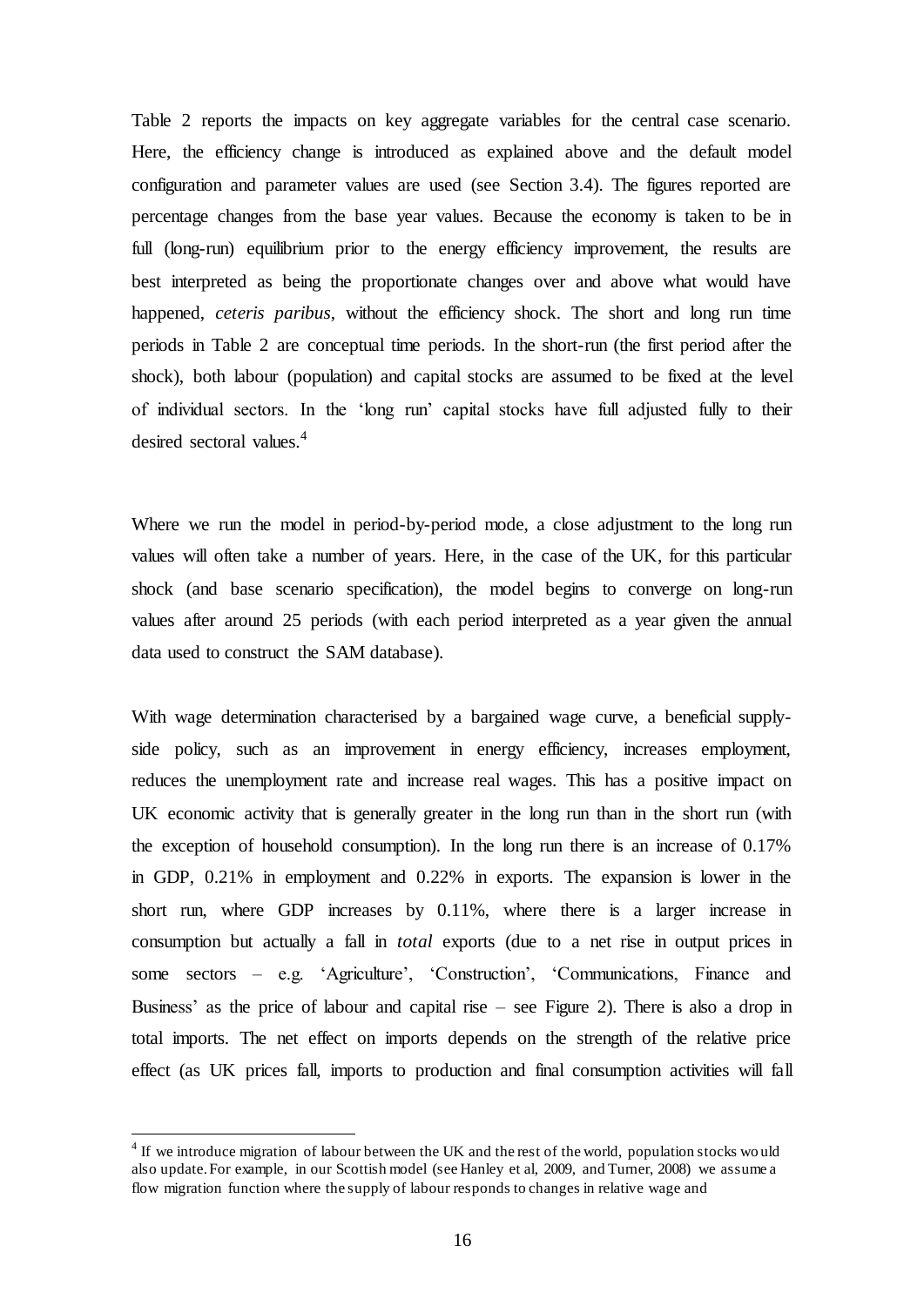Table 2 reports the impacts on key aggregate variables for the central case scenario. Here, the efficiency change is introduced as explained above and the default model configuration and parameter values are used (see Section 3.4). The figures reported are percentage changes from the base year values. Because the economy is taken to be in full (long-run) equilibrium prior to the energy efficiency improvement, the results are best interpreted as being the proportionate changes over and above what would have happened, *ceteris paribus*, without the efficiency shock. The short and long run time periods in Table 2 are conceptual time periods. In the short-run (the first period after the shock), both labour (population) and capital stocks are assumed to be fixed at the level of individual sectors. In the 'long run' capital stocks have full adjusted fully to their desired sectoral values.[4]

Where we run the model in period-by-period mode, a close adjustment to the long run values will often take a number of years. Here, in the case of the UK, for this particular shock (and base scenario specification), the model begins to converge on long-run values after around 25 periods (with each period interpreted as a year given the annual data used to construct the SAM database).

With wage determination characterised by a bargained wage curve, a beneficial supply-side policy, such as an improvement in energy efficiency, increases employment, reduces the unemployment rate and increase real wages. This has a positive impact on UK economic activity that is generally greater in the long run than in the short run (with the exception of household consumption). In the long run there is an increase of 0.17% in GDP, 0.21% in employment and 0.22% in exports. The expansion is lower in the short run, where GDP increases by 0.11%, where there is a larger increase in consumption but actually a fall in *total* exports (due to a net rise in output prices in some sectors – e.g. 'Agriculture', 'Construction', 'Communications, Finance and Business' as the price of labour and capital rise – see Figure 2). There is also a drop in total imports. The net effect on imports depends on the strength of the relative price effect (as UK prices fall, imports to production and final consumption activities will fall

[4] If we introduce migration of labour between the UK and the rest of the world, population stocks would also update. For example, in our Scottish model (see Hanley et al, 2009, and Turner, 2008) we assume a flow migration function where the supply of labour responds to changes in relative wage and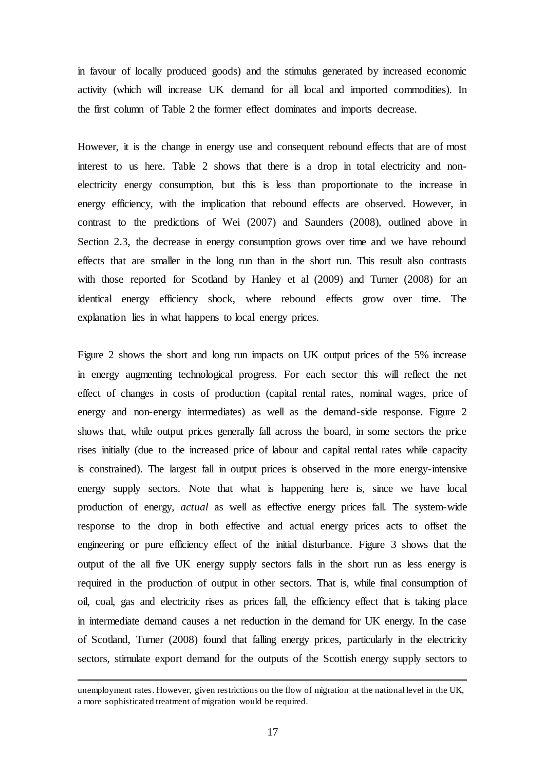in favour of locally produced goods) and the stimulus generated by increased economic activity (which will increase UK demand for all local and imported commodities). In the first column of Table 2 the former effect dominates and imports decrease.

However, it is the change in energy use and consequent rebound effects that are of most interest to us here. Table 2 shows that there is a drop in total electricity and non-electricity energy consumption, but this is less than proportionate to the increase in energy efficiency, with the implication that rebound effects are observed. However, in contrast to the predictions of Wei (2007) and Saunders (2008), outlined above in Section 2.3, the decrease in energy consumption grows over time and we have rebound effects that are smaller in the long run than in the short run. This result also contrasts with those reported for Scotland by Hanley et al (2009) and Turner (2008) for an identical energy efficiency shock, where rebound effects grow over time. The explanation lies in what happens to local energy prices.

Figure 2 shows the short and long run impacts on UK output prices of the 5% increase in energy augmenting technological progress. For each sector this will reflect the net effect of changes in costs of production (capital rental rates, nominal wages, price of energy and non-energy intermediates) as well as the demand-side response. Figure 2 shows that, while output prices generally fall across the board, in some sectors the price rises initially (due to the increased price of labour and capital rental rates while capacity is constrained). The largest fall in output prices is observed in the more energy-intensive energy supply sectors. Note that what is happening here is, since we have local production of energy, *actual* as well as effective energy prices fall. The system-wide response to the drop in both effective and actual energy prices acts to offset the engineering or pure efficiency effect of the initial disturbance. Figure 3 shows that the output of the all five UK energy supply sectors falls in the short run as less energy is required in the production of output in other sectors. That is, while final consumption of oil, coal, gas and electricity rises as prices fall, the efficiency effect that is taking place in intermediate demand causes a net reduction in the demand for UK energy. In the case of Scotland, Turner (2008) found that falling energy prices, particularly in the electricity sectors, stimulate export demand for the outputs of the Scottish energy supply sectors to

unemployment rates. However, given restrictions on the flow of migration at the national level in the UK, a more sophisticated treatment of migration would be required.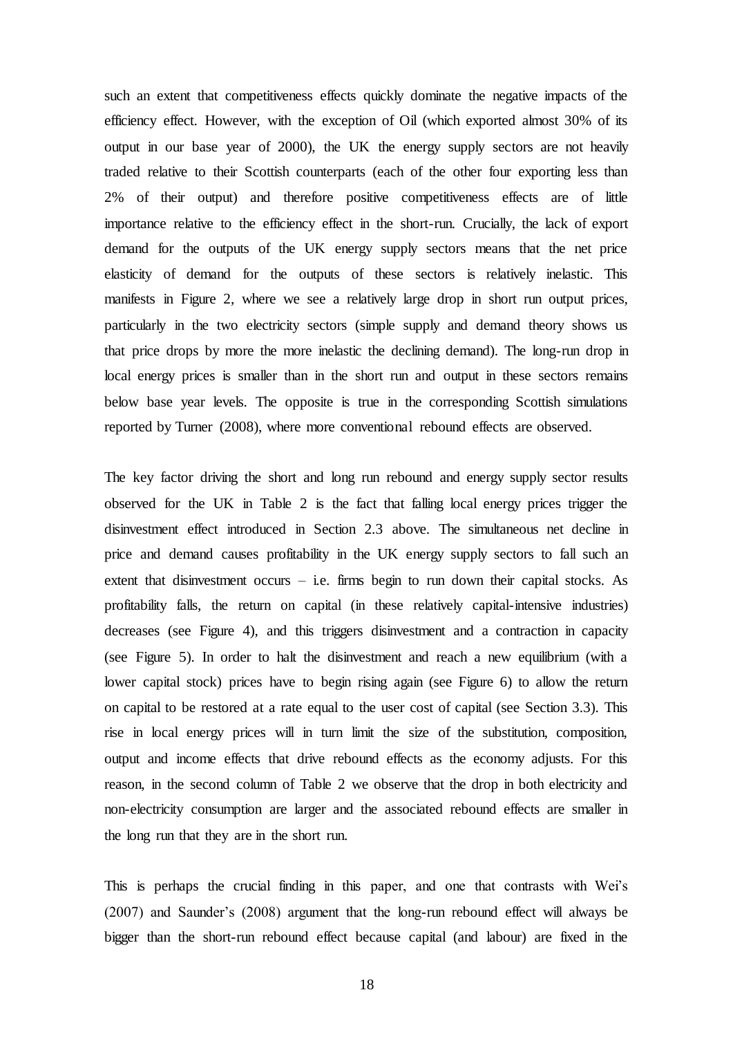such an extent that competitiveness effects quickly dominate the negative impacts of the efficiency effect. However, with the exception of Oil (which exported almost 30% of its output in our base year of 2000), the UK the energy supply sectors are not heavily traded relative to their Scottish counterparts (each of the other four exporting less than 2% of their output) and therefore positive competitiveness effects are of little importance relative to the efficiency effect in the short-run. Crucially, the lack of export demand for the outputs of the UK energy supply sectors means that the net price elasticity of demand for the outputs of these sectors is relatively inelastic. This manifests in Figure 2, where we see a relatively large drop in short run output prices, particularly in the two electricity sectors (simple supply and demand theory shows us that price drops by more the more inelastic the declining demand). The long-run drop in local energy prices is smaller than in the short run and output in these sectors remains below base year levels. The opposite is true in the corresponding Scottish simulations reported by Turner (2008), where more conventional rebound effects are observed.

The key factor driving the short and long run rebound and energy supply sector results observed for the UK in Table 2 is the fact that falling local energy prices trigger the disinvestment effect introduced in Section 2.3 above. The simultaneous net decline in price and demand causes profitability in the UK energy supply sectors to fall such an extent that disinvestment occurs – i.e. firms begin to run down their capital stocks. As profitability falls, the return on capital (in these relatively capital-intensive industries) decreases (see Figure 4), and this triggers disinvestment and a contraction in capacity (see Figure 5). In order to halt the disinvestment and reach a new equilibrium (with a lower capital stock) prices have to begin rising again (see Figure 6) to allow the return on capital to be restored at a rate equal to the user cost of capital (see Section 3.3). This rise in local energy prices will in turn limit the size of the substitution, composition, output and income effects that drive rebound effects as the economy adjusts. For this reason, in the second column of Table 2 we observe that the drop in both electricity and non-electricity consumption are larger and the associated rebound effects are smaller in the long run that they are in the short run.

This is perhaps the crucial finding in this paper, and one that contrasts with Wei's (2007) and Saunder's (2008) argument that the long-run rebound effect will always be bigger than the short-run rebound effect because capital (and labour) are fixed in the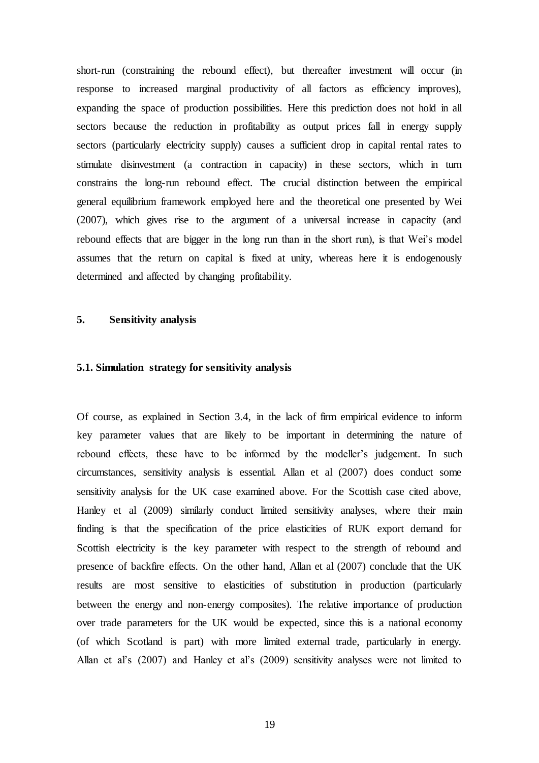short-run (constraining the rebound effect), but thereafter investment will occur (in response to increased marginal productivity of all factors as efficiency improves), expanding the space of production possibilities. Here this prediction does not hold in all sectors because the reduction in profitability as output prices fall in energy supply sectors (particularly electricity supply) causes a sufficient drop in capital rental rates to stimulate disinvestment (a contraction in capacity) in these sectors, which in turn constrains the long-run rebound effect. The crucial distinction between the empirical general equilibrium framework employed here and the theoretical one presented by Wei (2007), which gives rise to the argument of a universal increase in capacity (and rebound effects that are bigger in the long run than in the short run), is that Wei's model assumes that the return on capital is fixed at unity, whereas here it is endogenously determined and affected by changing profitability.

## 5. Sensitivity analysis

### 5.1. Simulation strategy for sensitivity analysis

Of course, as explained in Section 3.4, in the lack of firm empirical evidence to inform key parameter values that are likely to be important in determining the nature of rebound effects, these have to be informed by the modeller's judgement. In such circumstances, sensitivity analysis is essential. Allan et al (2007) does conduct some sensitivity analysis for the UK case examined above. For the Scottish case cited above, Hanley et al (2009) similarly conduct limited sensitivity analyses, where their main finding is that the specification of the price elasticities of RUK export demand for Scottish electricity is the key parameter with respect to the strength of rebound and presence of backfire effects. On the other hand, Allan et al (2007) conclude that the UK results are most sensitive to elasticities of substitution in production (particularly between the energy and non-energy composites). The relative importance of production over trade parameters for the UK would be expected, since this is a national economy (of which Scotland is part) with more limited external trade, particularly in energy. Allan et al's (2007) and Hanley et al's (2009) sensitivity analyses were not limited to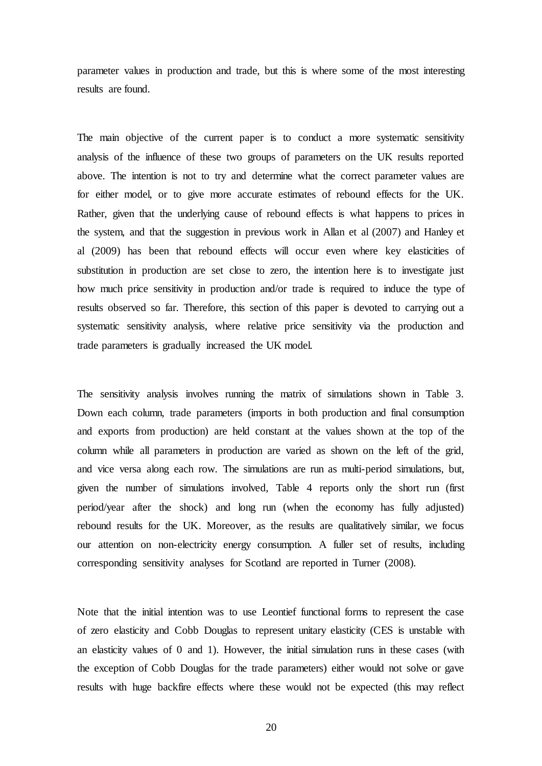parameter values in production and trade, but this is where some of the most interesting results are found.

The main objective of the current paper is to conduct a more systematic sensitivity analysis of the influence of these two groups of parameters on the UK results reported above. The intention is not to try and determine what the correct parameter values are for either model, or to give more accurate estimates of rebound effects for the UK. Rather, given that the underlying cause of rebound effects is what happens to prices in the system, and that the suggestion in previous work in Allan et al (2007) and Hanley et al (2009) has been that rebound effects will occur even where key elasticities of substitution in production are set close to zero, the intention here is to investigate just how much price sensitivity in production and/or trade is required to induce the type of results observed so far. Therefore, this section of this paper is devoted to carrying out a systematic sensitivity analysis, where relative price sensitivity via the production and trade parameters is gradually increased the UK model.

The sensitivity analysis involves running the matrix of simulations shown in Table 3. Down each column, trade parameters (imports in both production and final consumption and exports from production) are held constant at the values shown at the top of the column while all parameters in production are varied as shown on the left of the grid, and vice versa along each row. The simulations are run as multi-period simulations, but, given the number of simulations involved, Table 4 reports only the short run (first period/year after the shock) and long run (when the economy has fully adjusted) rebound results for the UK. Moreover, as the results are qualitatively similar, we focus our attention on non-electricity energy consumption. A fuller set of results, including corresponding sensitivity analyses for Scotland are reported in Turner (2008).

Note that the initial intention was to use Leontief functional forms to represent the case of zero elasticity and Cobb Douglas to represent unitary elasticity (CES is unstable with an elasticity values of 0 and 1). However, the initial simulation runs in these cases (with the exception of Cobb Douglas for the trade parameters) either would not solve or gave results with huge backfire effects where these would not be expected (this may reflect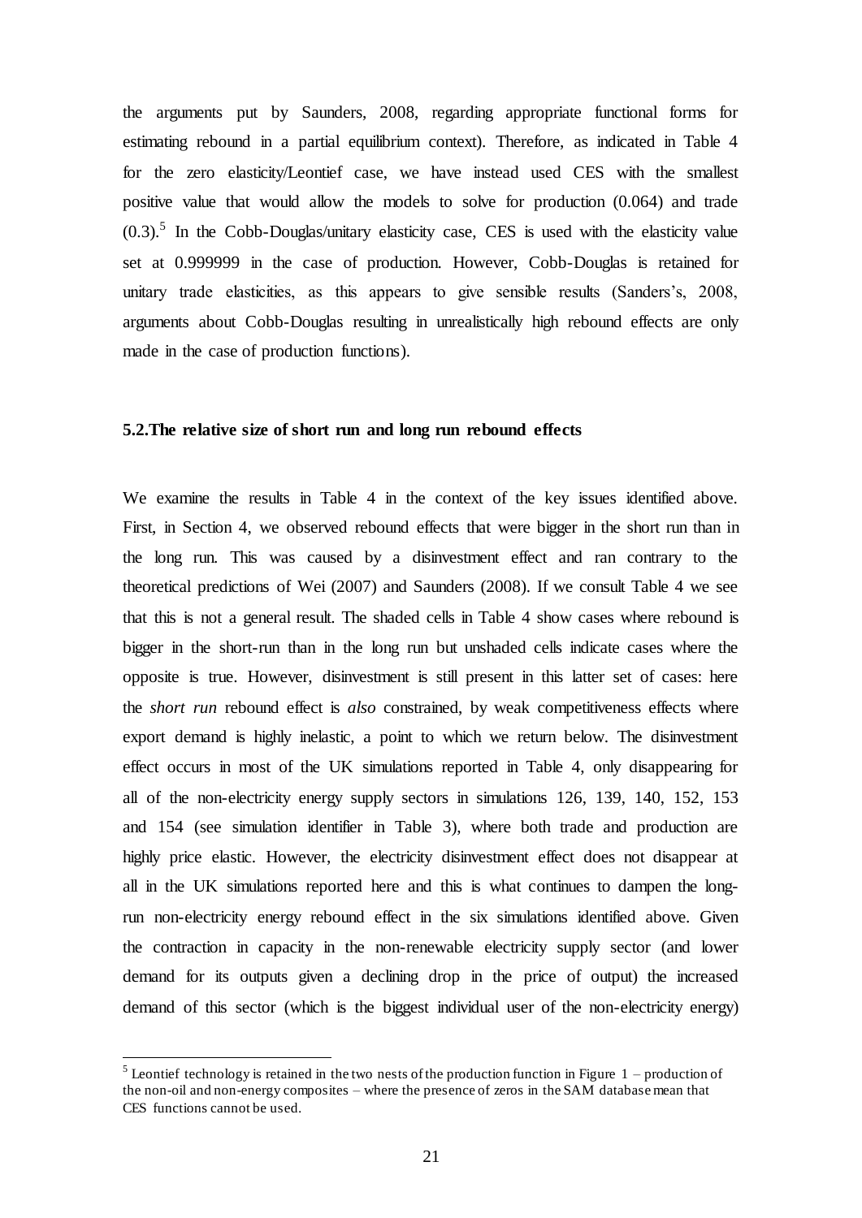the arguments put by Saunders, 2008, regarding appropriate functional forms for estimating rebound in a partial equilibrium context). Therefore, as indicated in Table 4 for the zero elasticity/Leontief case, we have instead used CES with the smallest positive value that would allow the models to solve for production (0.064) and trade (0.3).[5] In the Cobb-Douglas/unitary elasticity case, CES is used with the elasticity value set at 0.999999 in the case of production. However, Cobb-Douglas is retained for unitary trade elasticities, as this appears to give sensible results (Sanders's, 2008, arguments about Cobb-Douglas resulting in unrealistically high rebound effects are only made in the case of production functions).

### 5.2. The relative size of short run and long run rebound effects

We examine the results in Table 4 in the context of the key issues identified above. First, in Section 4, we observed rebound effects that were bigger in the short run than in the long run. This was caused by a disinvestment effect and ran contrary to the theoretical predictions of Wei (2007) and Saunders (2008). If we consult Table 4 we see that this is not a general result. The shaded cells in Table 4 show cases where rebound is bigger in the short-run than in the long run but unshaded cells indicate cases where the opposite is true. However, disinvestment is still present in this latter set of cases: here the *short run* rebound effect is *also* constrained, by weak competitiveness effects where export demand is highly inelastic, a point to which we return below. The disinvestment effect occurs in most of the UK simulations reported in Table 4, only disappearing for all of the non-electricity energy supply sectors in simulations 126, 139, 140, 152, 153 and 154 (see simulation identifier in Table 3), where both trade and production are highly price elastic. However, the electricity disinvestment effect does not disappear at all in the UK simulations reported here and this is what continues to dampen the long-run non-electricity energy rebound effect in the six simulations identified above. Given the contraction in capacity in the non-renewable electricity supply sector (and lower demand for its outputs given a declining drop in the price of output) the increased demand of this sector (which is the biggest individual user of the non-electricity energy)

[5] Leontief technology is retained in the two nests of the production function in Figure 1 – production of the non-oil and non-energy composites – where the presence of zeros in the SAM database mean that CES functions cannot be used.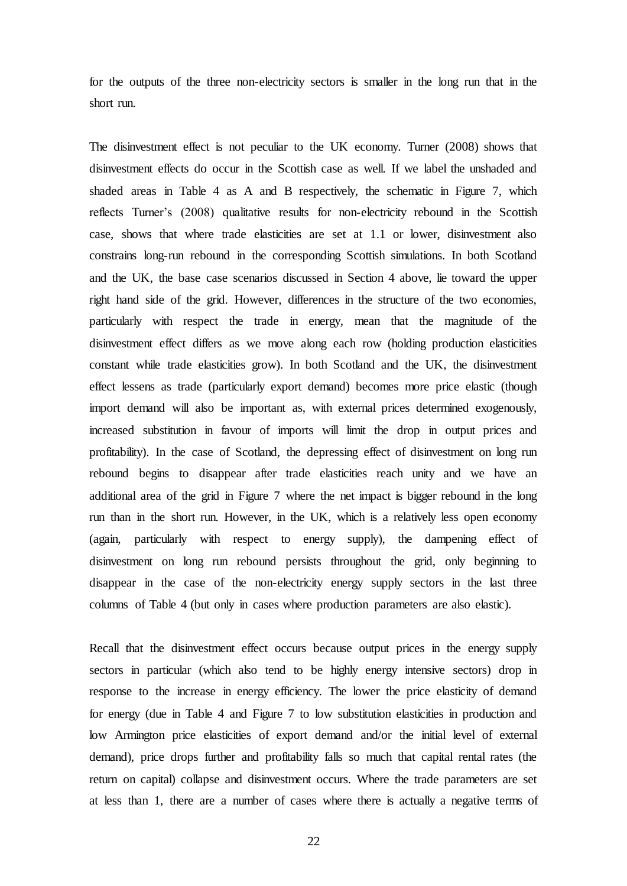for the outputs of the three non-electricity sectors is smaller in the long run that in the short run.

The disinvestment effect is not peculiar to the UK economy. Turner (2008) shows that disinvestment effects do occur in the Scottish case as well. If we label the unshaded and shaded areas in Table 4 as A and B respectively, the schematic in Figure 7, which reflects Turner's (2008) qualitative results for non-electricity rebound in the Scottish case, shows that where trade elasticities are set at 1.1 or lower, disinvestment also constrains long-run rebound in the corresponding Scottish simulations. In both Scotland and the UK, the base case scenarios discussed in Section 4 above, lie toward the upper right hand side of the grid. However, differences in the structure of the two economies, particularly with respect the trade in energy, mean that the magnitude of the disinvestment effect differs as we move along each row (holding production elasticities constant while trade elasticities grow). In both Scotland and the UK, the disinvestment effect lessens as trade (particularly export demand) becomes more price elastic (though import demand will also be important as, with external prices determined exogenously, increased substitution in favour of imports will limit the drop in output prices and profitability). In the case of Scotland, the depressing effect of disinvestment on long run rebound begins to disappear after trade elasticities reach unity and we have an additional area of the grid in Figure 7 where the net impact is bigger rebound in the long run than in the short run. However, in the UK, which is a relatively less open economy (again, particularly with respect to energy supply), the dampening effect of disinvestment on long run rebound persists throughout the grid, only beginning to disappear in the case of the non-electricity energy supply sectors in the last three columns of Table 4 (but only in cases where production parameters are also elastic).

Recall that the disinvestment effect occurs because output prices in the energy supply sectors in particular (which also tend to be highly energy intensive sectors) drop in response to the increase in energy efficiency. The lower the price elasticity of demand for energy (due in Table 4 and Figure 7 to low substitution elasticities in production and low Armington price elasticities of export demand and/or the initial level of external demand), price drops further and profitability falls so much that capital rental rates (the return on capital) collapse and disinvestment occurs. Where the trade parameters are set at less than 1, there are a number of cases where there is actually a negative terms of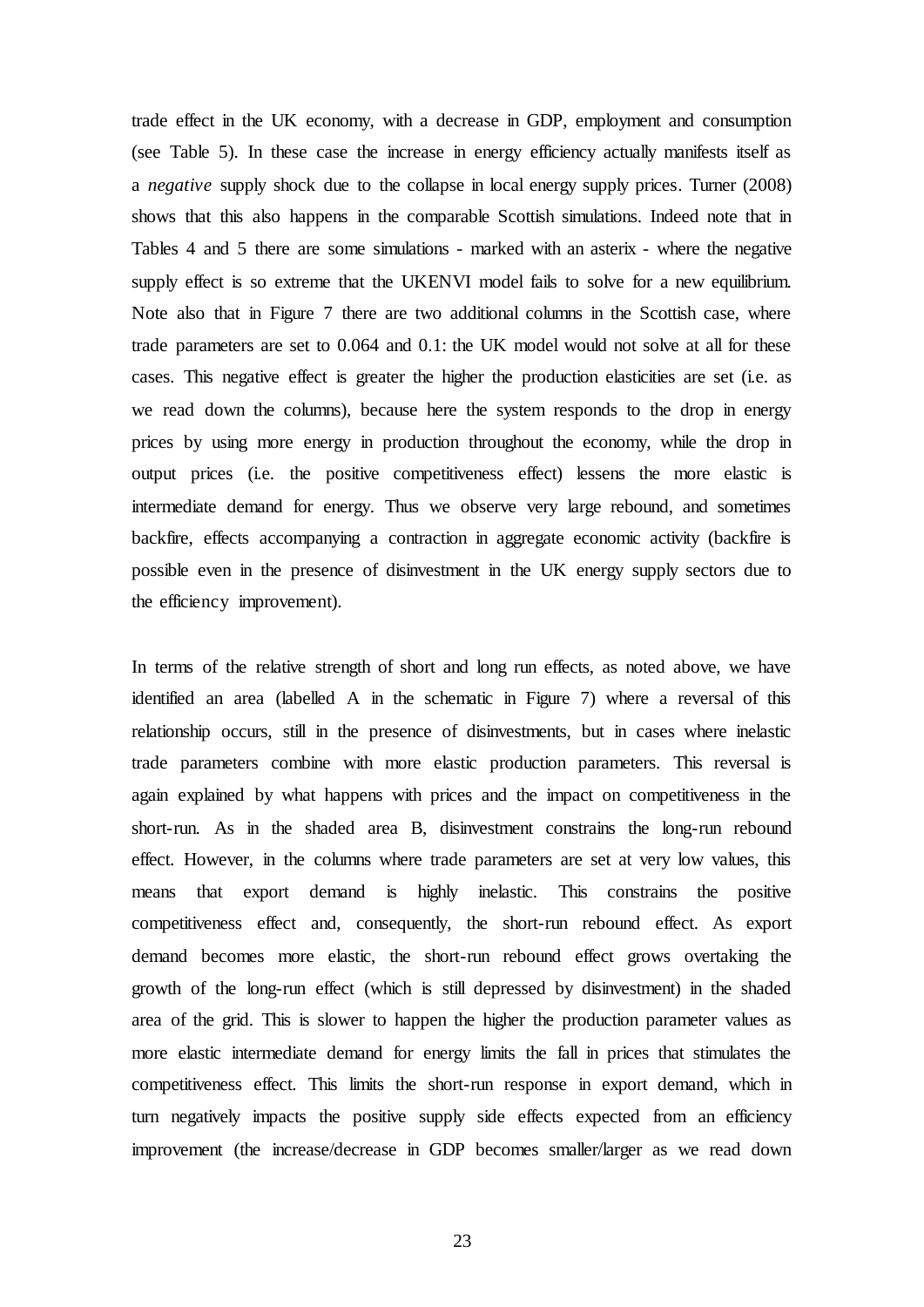trade effect in the UK economy, with a decrease in GDP, employment and consumption (see Table 5). In these case the increase in energy efficiency actually manifests itself as a *negative* supply shock due to the collapse in local energy supply prices. Turner (2008) shows that this also happens in the comparable Scottish simulations. Indeed note that in Tables 4 and 5 there are some simulations - marked with an asterix - where the negative supply effect is so extreme that the UKENVI model fails to solve for a new equilibrium. Note also that in Figure 7 there are two additional columns in the Scottish case, where trade parameters are set to 0.064 and 0.1: the UK model would not solve at all for these cases. This negative effect is greater the higher the production elasticities are set (i.e. as we read down the columns), because here the system responds to the drop in energy prices by using more energy in production throughout the economy, while the drop in output prices (i.e. the positive competitiveness effect) lessens the more elastic is intermediate demand for energy. Thus we observe very large rebound, and sometimes backfire, effects accompanying a contraction in aggregate economic activity (backfire is possible even in the presence of disinvestment in the UK energy supply sectors due to the efficiency improvement).

In terms of the relative strength of short and long run effects, as noted above, we have identified an area (labelled A in the schematic in Figure 7) where a reversal of this relationship occurs, still in the presence of disinvestments, but in cases where inelastic trade parameters combine with more elastic production parameters. This reversal is again explained by what happens with prices and the impact on competitiveness in the short-run. As in the shaded area B, disinvestment constrains the long-run rebound effect. However, in the columns where trade parameters are set at very low values, this means that export demand is highly inelastic. This constrains the positive competitiveness effect and, consequently, the short-run rebound effect. As export demand becomes more elastic, the short-run rebound effect grows overtaking the growth of the long-run effect (which is still depressed by disinvestment) in the shaded area of the grid. This is slower to happen the higher the production parameter values as more elastic intermediate demand for energy limits the fall in prices that stimulates the competitiveness effect. This limits the short-run response in export demand, which in turn negatively impacts the positive supply side effects expected from an efficiency improvement (the increase/decrease in GDP becomes smaller/larger as we read down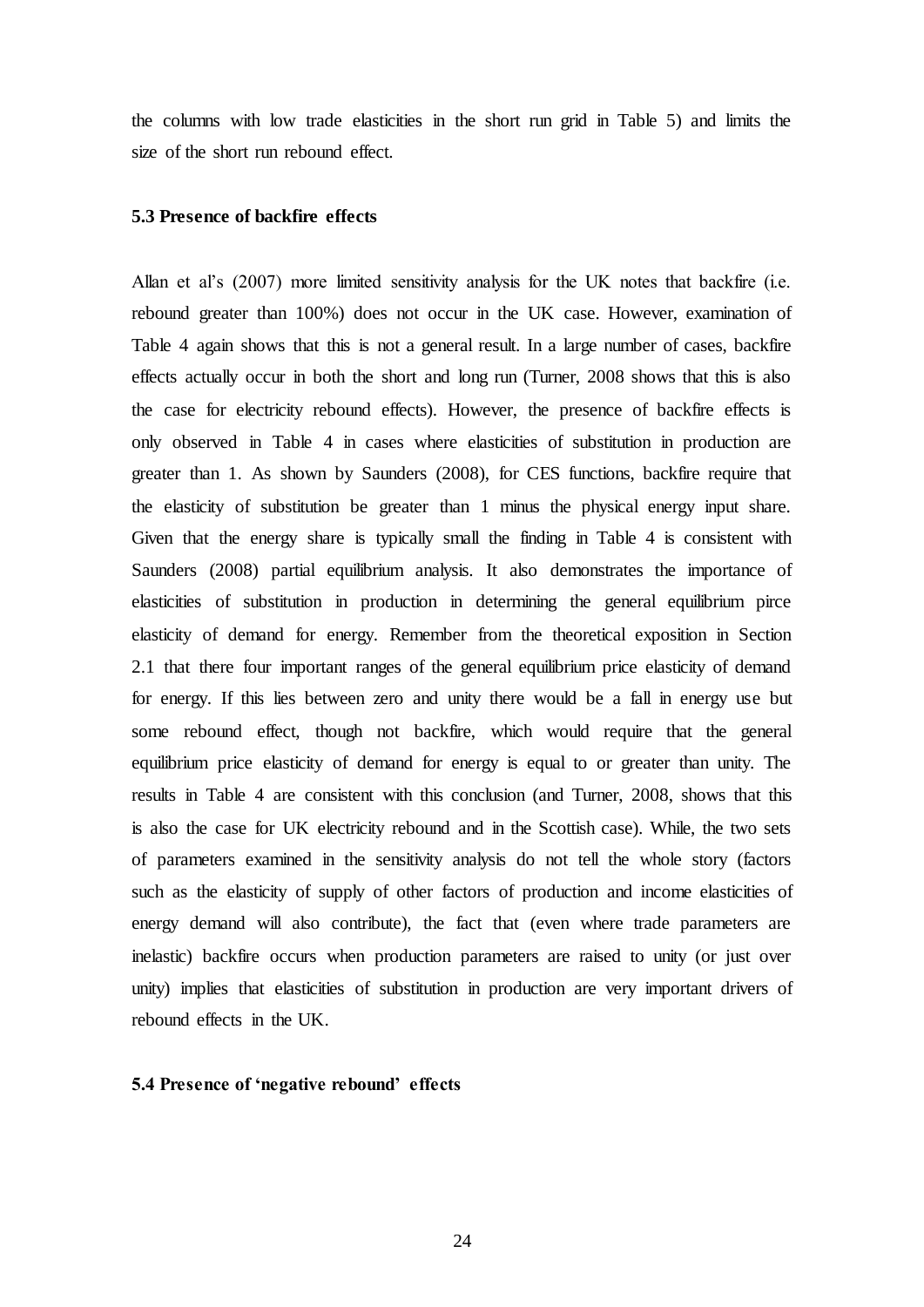the columns with low trade elasticities in the short run grid in Table 5) and limits the size of the short run rebound effect.

### 5.3 Presence of backfire effects

Allan et al's (2007) more limited sensitivity analysis for the UK notes that backfire (i.e. rebound greater than 100%) does not occur in the UK case. However, examination of Table 4 again shows that this is not a general result. In a large number of cases, backfire effects actually occur in both the short and long run (Turner, 2008 shows that this is also the case for electricity rebound effects). However, the presence of backfire effects is only observed in Table 4 in cases where elasticities of substitution in production are greater than 1. As shown by Saunders (2008), for CES functions, backfire require that the elasticity of substitution be greater than 1 minus the physical energy input share. Given that the energy share is typically small the finding in Table 4 is consistent with Saunders (2008) partial equilibrium analysis. It also demonstrates the importance of elasticities of substitution in production in determining the general equilibrium pirce elasticity of demand for energy. Remember from the theoretical exposition in Section 2.1 that there four important ranges of the general equilibrium price elasticity of demand for energy. If this lies between zero and unity there would be a fall in energy use but some rebound effect, though not backfire, which would require that the general equilibrium price elasticity of demand for energy is equal to or greater than unity. The results in Table 4 are consistent with this conclusion (and Turner, 2008, shows that this is also the case for UK electricity rebound and in the Scottish case). While, the two sets of parameters examined in the sensitivity analysis do not tell the whole story (factors such as the elasticity of supply of other factors of production and income elasticities of energy demand will also contribute), the fact that (even where trade parameters are inelastic) backfire occurs when production parameters are raised to unity (or just over unity) implies that elasticities of substitution in production are very important drivers of rebound effects in the UK.

### 5.4 Presence of 'negative rebound' effects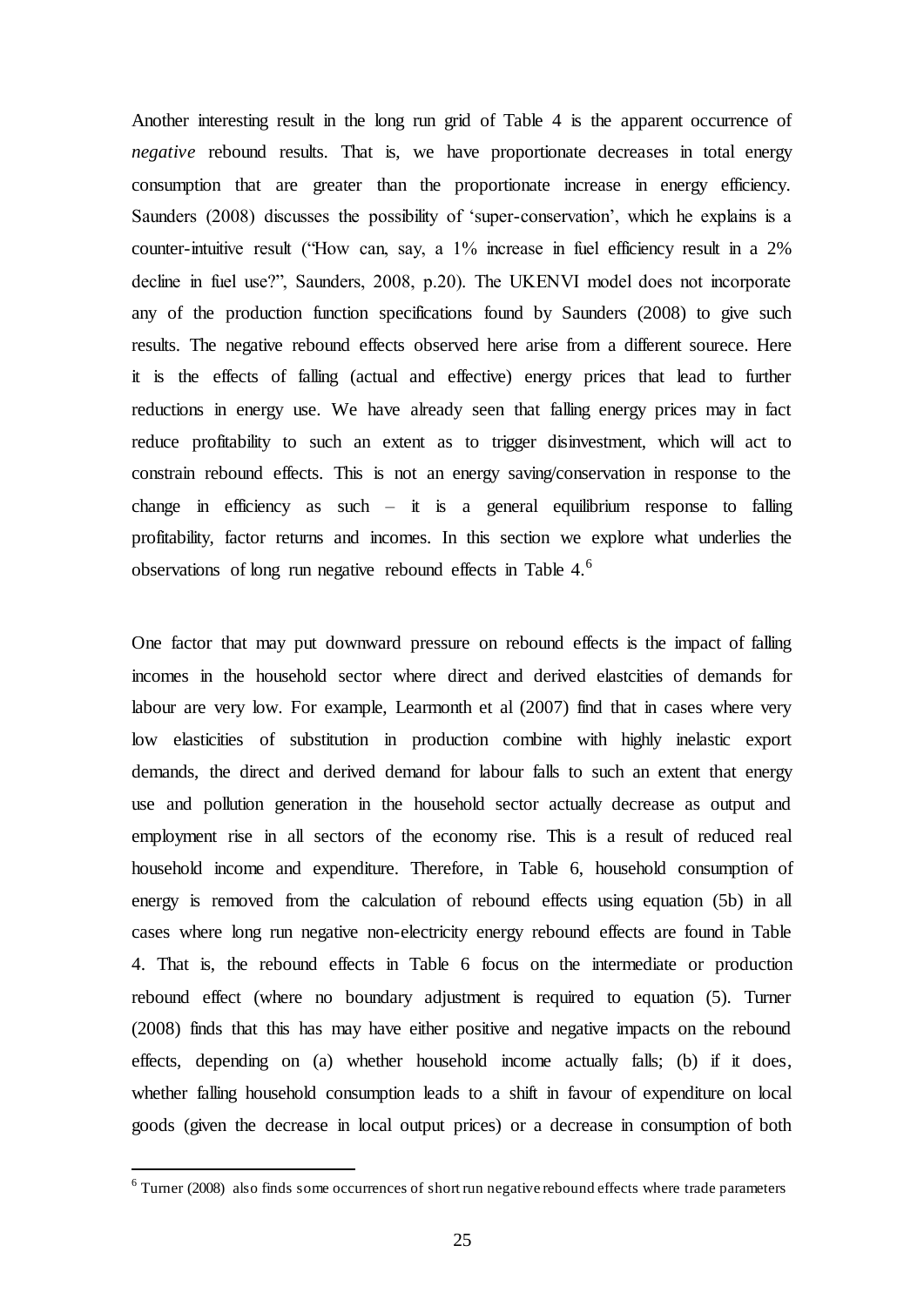Another interesting result in the long run grid of Table 4 is the apparent occurrence of *negative* rebound results. That is, we have proportionate decreases in total energy consumption that are greater than the proportionate increase in energy efficiency. Saunders (2008) discusses the possibility of 'super-conservation', which he explains is a counter-intuitive result ("How can, say, a 1% increase in fuel efficiency result in a 2% decline in fuel use?", Saunders, 2008, p.20). The UKENVI model does not incorporate any of the production function specifications found by Saunders (2008) to give such results. The negative rebound effects observed here arise from a different sourece. Here it is the effects of falling (actual and effective) energy prices that lead to further reductions in energy use. We have already seen that falling energy prices may in fact reduce profitability to such an extent as to trigger disinvestment, which will act to constrain rebound effects. This is not an energy saving/conservation in response to the change in efficiency as such – it is a general equilibrium response to falling profitability, factor returns and incomes. In this section we explore what underlies the observations of long run negative rebound effects in Table 4.[6]

One factor that may put downward pressure on rebound effects is the impact of falling incomes in the household sector where direct and derived elastcities of demands for labour are very low. For example, Learmonth et al (2007) find that in cases where very low elasticities of substitution in production combine with highly inelastic export demands, the direct and derived demand for labour falls to such an extent that energy use and pollution generation in the household sector actually decrease as output and employment rise in all sectors of the economy rise. This is a result of reduced real household income and expenditure. Therefore, in Table 6, household consumption of energy is removed from the calculation of rebound effects using equation (5b) in all cases where long run negative non-electricity energy rebound effects are found in Table 4. That is, the rebound effects in Table 6 focus on the intermediate or production rebound effect (where no boundary adjustment is required to equation (5). Turner (2008) finds that this has may have either positive and negative impacts on the rebound effects, depending on (a) whether household income actually falls; (b) if it does, whether falling household consumption leads to a shift in favour of expenditure on local goods (given the decrease in local output prices) or a decrease in consumption of both

[6] Turner (2008) also finds some occurrences of short run negative rebound effects where trade parameters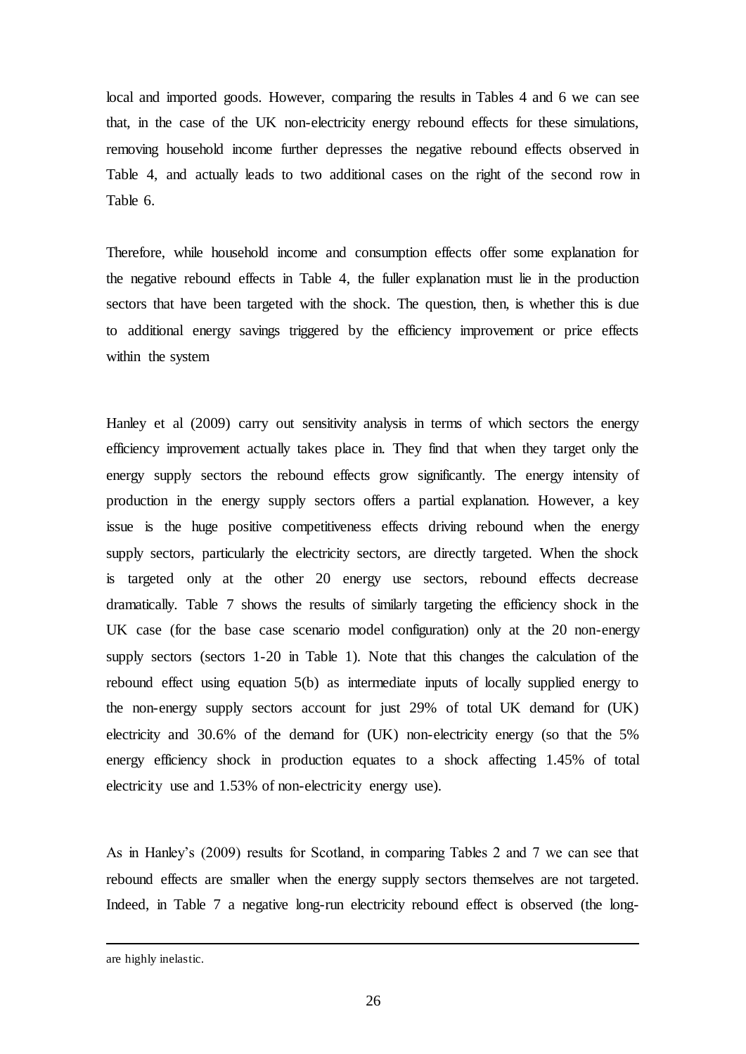local and imported goods. However, comparing the results in Tables 4 and 6 we can see that, in the case of the UK non-electricity energy rebound effects for these simulations, removing household income further depresses the negative rebound effects observed in Table 4, and actually leads to two additional cases on the right of the second row in Table 6.

Therefore, while household income and consumption effects offer some explanation for the negative rebound effects in Table 4, the fuller explanation must lie in the production sectors that have been targeted with the shock. The question, then, is whether this is due to additional energy savings triggered by the efficiency improvement or price effects within the system

Hanley et al (2009) carry out sensitivity analysis in terms of which sectors the energy efficiency improvement actually takes place in. They find that when they target only the energy supply sectors the rebound effects grow significantly. The energy intensity of production in the energy supply sectors offers a partial explanation. However, a key issue is the huge positive competitiveness effects driving rebound when the energy supply sectors, particularly the electricity sectors, are directly targeted. When the shock is targeted only at the other 20 energy use sectors, rebound effects decrease dramatically. Table 7 shows the results of similarly targeting the efficiency shock in the UK case (for the base case scenario model configuration) only at the 20 non-energy supply sectors (sectors 1-20 in Table 1). Note that this changes the calculation of the rebound effect using equation 5(b) as intermediate inputs of locally supplied energy to the non-energy supply sectors account for just 29% of total UK demand for (UK) electricity and 30.6% of the demand for (UK) non-electricity energy (so that the 5% energy efficiency shock in production equates to a shock affecting 1.45% of total electricity use and 1.53% of non-electricity energy use).

As in Hanley's (2009) results for Scotland, in comparing Tables 2 and 7 we can see that rebound effects are smaller when the energy supply sectors themselves are not targeted. Indeed, in Table 7 a negative long-run electricity rebound effect is observed (the long-

---

are highly inelastic.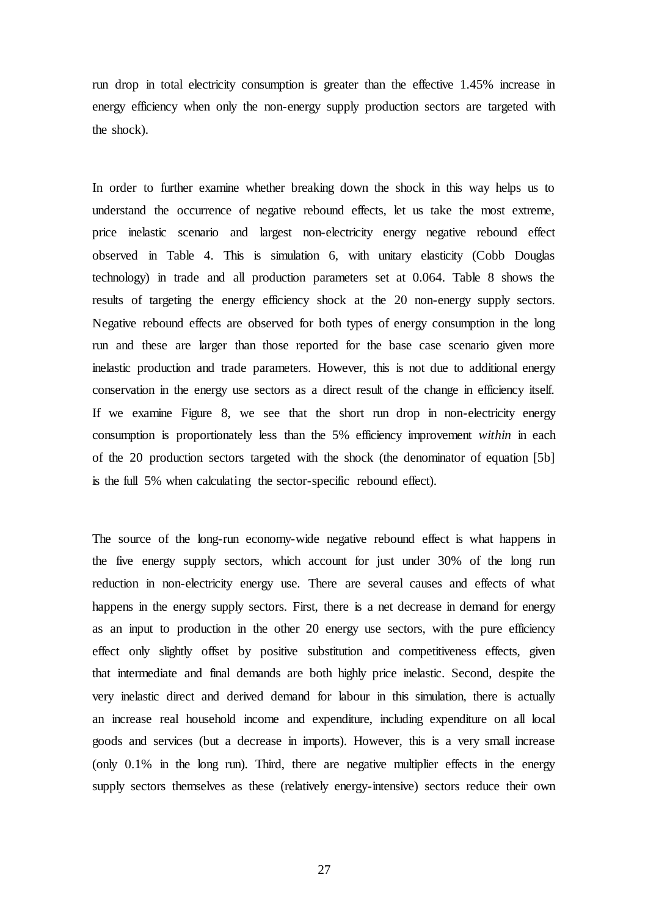run drop in total electricity consumption is greater than the effective 1.45% increase in energy efficiency when only the non-energy supply production sectors are targeted with the shock).

In order to further examine whether breaking down the shock in this way helps us to understand the occurrence of negative rebound effects, let us take the most extreme, price inelastic scenario and largest non-electricity energy negative rebound effect observed in Table 4. This is simulation 6, with unitary elasticity (Cobb Douglas technology) in trade and all production parameters set at 0.064. Table 8 shows the results of targeting the energy efficiency shock at the 20 non-energy supply sectors. Negative rebound effects are observed for both types of energy consumption in the long run and these are larger than those reported for the base case scenario given more inelastic production and trade parameters. However, this is not due to additional energy conservation in the energy use sectors as a direct result of the change in efficiency itself. If we examine Figure 8, we see that the short run drop in non-electricity energy consumption is proportionately less than the 5% efficiency improvement *within* in each of the 20 production sectors targeted with the shock (the denominator of equation [5b] is the full 5% when calculating the sector-specific rebound effect).

The source of the long-run economy-wide negative rebound effect is what happens in the five energy supply sectors, which account for just under 30% of the long run reduction in non-electricity energy use. There are several causes and effects of what happens in the energy supply sectors. First, there is a net decrease in demand for energy as an input to production in the other 20 energy use sectors, with the pure efficiency effect only slightly offset by positive substitution and competitiveness effects, given that intermediate and final demands are both highly price inelastic. Second, despite the very inelastic direct and derived demand for labour in this simulation, there is actually an increase real household income and expenditure, including expenditure on all local goods and services (but a decrease in imports). However, this is a very small increase (only 0.1% in the long run). Third, there are negative multiplier effects in the energy supply sectors themselves as these (relatively energy-intensive) sectors reduce their own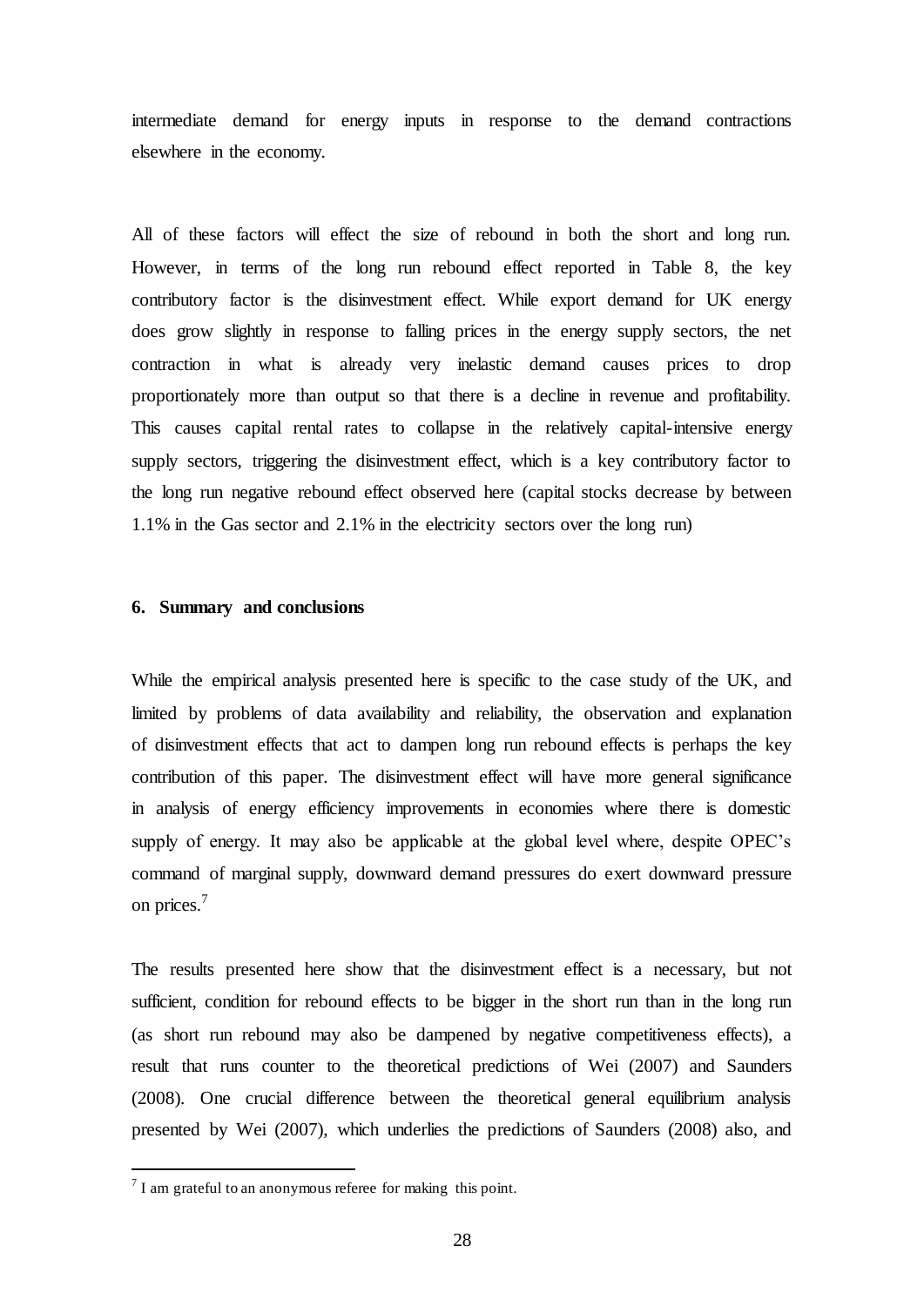intermediate demand for energy inputs in response to the demand contractions elsewhere in the economy.

All of these factors will effect the size of rebound in both the short and long run. However, in terms of the long run rebound effect reported in Table 8, the key contributory factor is the disinvestment effect. While export demand for UK energy does grow slightly in response to falling prices in the energy supply sectors, the net contraction in what is already very inelastic demand causes prices to drop proportionately more than output so that there is a decline in revenue and profitability. This causes capital rental rates to collapse in the relatively capital-intensive energy supply sectors, triggering the disinvestment effect, which is a key contributory factor to the long run negative rebound effect observed here (capital stocks decrease by between 1.1% in the Gas sector and 2.1% in the electricity sectors over the long run)

## 6. Summary and conclusions

While the empirical analysis presented here is specific to the case study of the UK, and limited by problems of data availability and reliability, the observation and explanation of disinvestment effects that act to dampen long run rebound effects is perhaps the key contribution of this paper. The disinvestment effect will have more general significance in analysis of energy efficiency improvements in economies where there is domestic supply of energy. It may also be applicable at the global level where, despite OPEC's command of marginal supply, downward demand pressures do exert downward pressure on prices.[7]

The results presented here show that the disinvestment effect is a necessary, but not sufficient, condition for rebound effects to be bigger in the short run than in the long run (as short run rebound may also be dampened by negative competitiveness effects), a result that runs counter to the theoretical predictions of Wei (2007) and Saunders (2008). One crucial difference between the theoretical general equilibrium analysis presented by Wei (2007), which underlies the predictions of Saunders (2008) also, and

[7] I am grateful to an anonymous referee for making this point.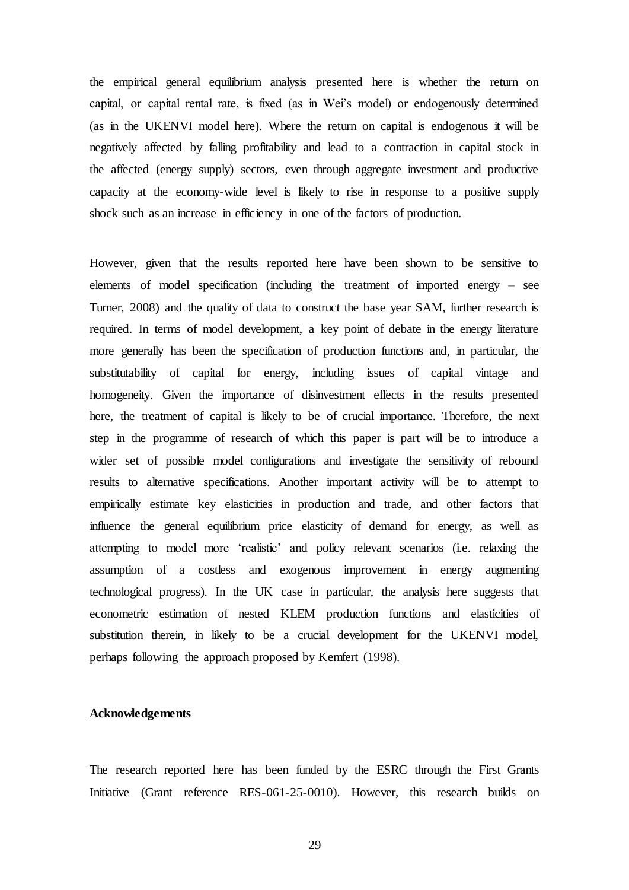the empirical general equilibrium analysis presented here is whether the return on capital, or capital rental rate, is fixed (as in Wei's model) or endogenously determined (as in the UKENVI model here). Where the return on capital is endogenous it will be negatively affected by falling profitability and lead to a contraction in capital stock in the affected (energy supply) sectors, even through aggregate investment and productive capacity at the economy-wide level is likely to rise in response to a positive supply shock such as an increase in efficiency in one of the factors of production.

However, given that the results reported here have been shown to be sensitive to elements of model specification (including the treatment of imported energy – see Turner, 2008) and the quality of data to construct the base year SAM, further research is required. In terms of model development, a key point of debate in the energy literature more generally has been the specification of production functions and, in particular, the substitutability of capital for energy, including issues of capital vintage and homogeneity. Given the importance of disinvestment effects in the results presented here, the treatment of capital is likely to be of crucial importance. Therefore, the next step in the programme of research of which this paper is part will be to introduce a wider set of possible model configurations and investigate the sensitivity of rebound results to alternative specifications. Another important activity will be to attempt to empirically estimate key elasticities in production and trade, and other factors that influence the general equilibrium price elasticity of demand for energy, as well as attempting to model more 'realistic' and policy relevant scenarios (i.e. relaxing the assumption of a costless and exogenous improvement in energy augmenting technological progress). In the UK case in particular, the analysis here suggests that econometric estimation of nested KLEM production functions and elasticities of substitution therein, in likely to be a crucial development for the UKENVI model, perhaps following the approach proposed by Kemfert (1998).

**Acknowledgements**

The research reported here has been funded by the ESRC through the First Grants Initiative (Grant reference RES-061-25-0010). However, this research builds on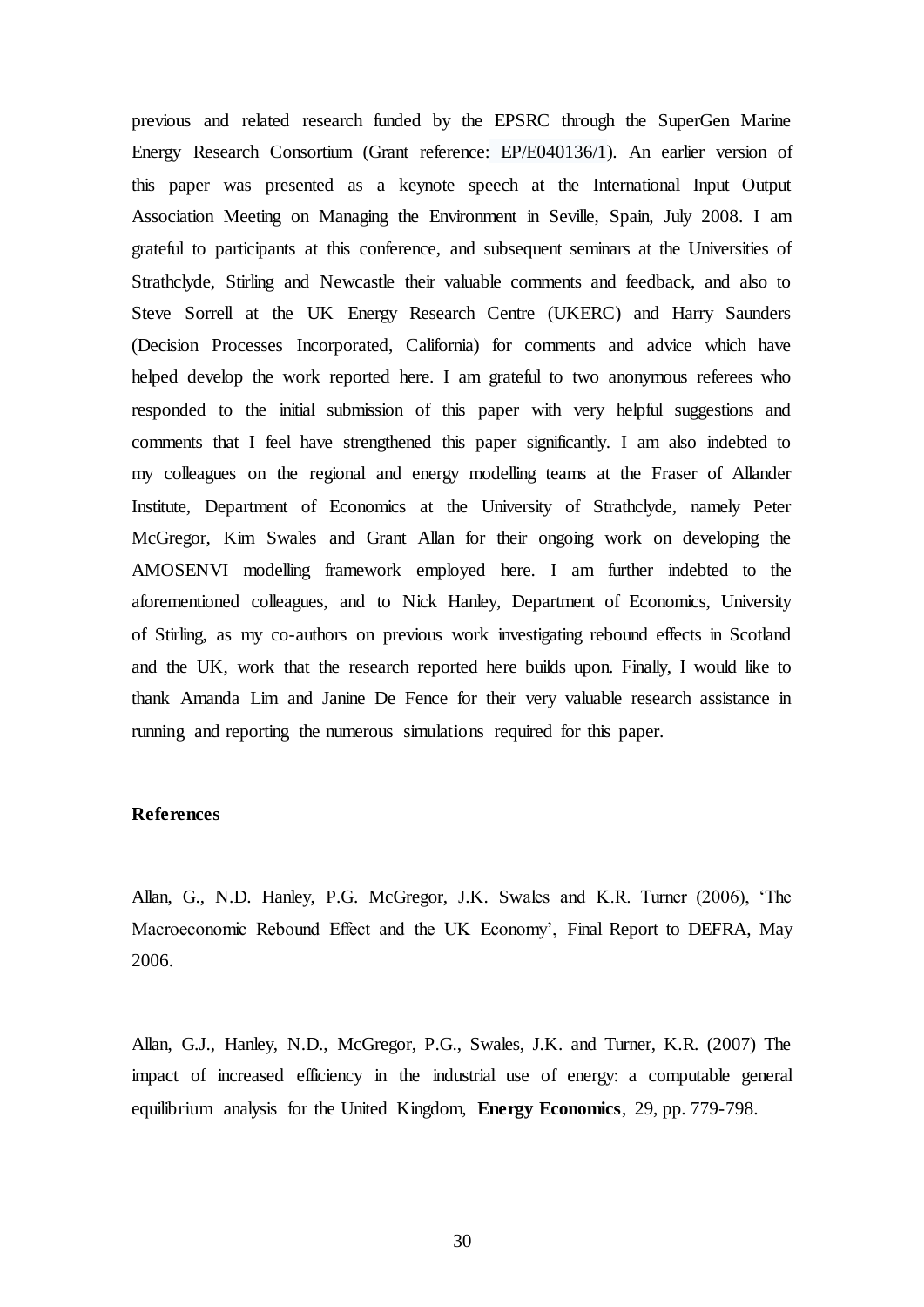previous and related research funded by the EPSRC through the SuperGen Marine Energy Research Consortium (Grant reference: EP/E040136/1). An earlier version of this paper was presented as a keynote speech at the International Input Output Association Meeting on Managing the Environment in Seville, Spain, July 2008. I am grateful to participants at this conference, and subsequent seminars at the Universities of Strathclyde, Stirling and Newcastle their valuable comments and feedback, and also to Steve Sorrell at the UK Energy Research Centre (UKERC) and Harry Saunders (Decision Processes Incorporated, California) for comments and advice which have helped develop the work reported here. I am grateful to two anonymous referees who responded to the initial submission of this paper with very helpful suggestions and comments that I feel have strengthened this paper significantly. I am also indebted to my colleagues on the regional and energy modelling teams at the Fraser of Allander Institute, Department of Economics at the University of Strathclyde, namely Peter McGregor, Kim Swales and Grant Allan for their ongoing work on developing the AMOSENVI modelling framework employed here. I am further indebted to the aforementioned colleagues, and to Nick Hanley, Department of Economics, University of Stirling, as my co-authors on previous work investigating rebound effects in Scotland and the UK, work that the research reported here builds upon. Finally, I would like to thank Amanda Lim and Janine De Fence for their very valuable research assistance in running and reporting the numerous simulations required for this paper.

## References

Allan, G., N.D. Hanley, P.G. McGregor, J.K. Swales and K.R. Turner (2006), 'The Macroeconomic Rebound Effect and the UK Economy', Final Report to DEFRA, May 2006.

Allan, G.J., Hanley, N.D., McGregor, P.G., Swales, J.K. and Turner, K.R. (2007) The impact of increased efficiency in the industrial use of energy: a computable general equilibrium analysis for the United Kingdom, **Energy Economics**, 29, pp. 779-798.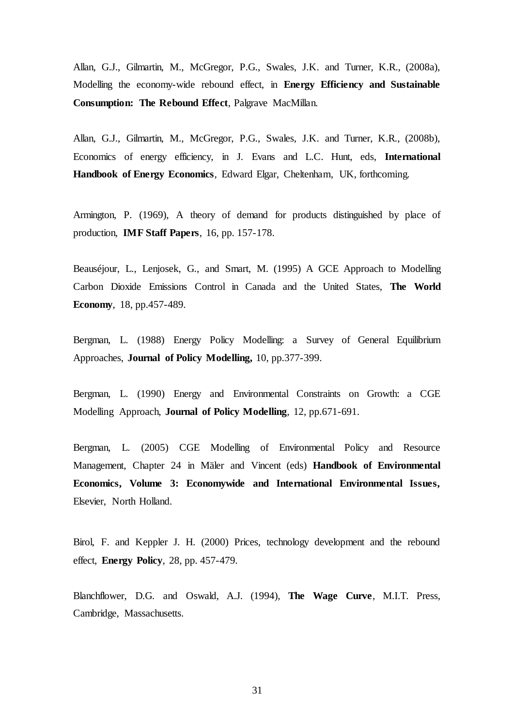Allan, G.J., Gilmartin, M., McGregor, P.G., Swales, J.K. and Turner, K.R., (2008a), Modelling the economy-wide rebound effect, in **Energy Efficiency and Sustainable Consumption: The Rebound Effect**, Palgrave MacMillan.

Allan, G.J., Gilmartin, M., McGregor, P.G., Swales, J.K. and Turner, K.R., (2008b), Economics of energy efficiency, in J. Evans and L.C. Hunt, eds, **International Handbook of Energy Economics**, Edward Elgar, Cheltenham, UK, forthcoming.

Armington, P. (1969), A theory of demand for products distinguished by place of production, **IMF Staff Papers**, 16, pp. 157-178.

Beauséjour, L., Lenjosek, G., and Smart, M. (1995) A GCE Approach to Modelling Carbon Dioxide Emissions Control in Canada and the United States, **The World Economy**, 18, pp.457-489.

Bergman, L. (1988) Energy Policy Modelling: a Survey of General Equilibrium Approaches, **Journal of Policy Modelling,** 10, pp.377-399.

Bergman, L. (1990) Energy and Environmental Constraints on Growth: a CGE Modelling Approach, **Journal of Policy Modelling**, 12, pp.671-691.

Bergman, L. (2005) CGE Modelling of Environmental Policy and Resource Management, Chapter 24 in Mäler and Vincent (eds) **Handbook of Environmental Economics, Volume 3: Economywide and International Environmental Issues,** Elsevier, North Holland.

Birol, F. and Keppler J. H. (2000) Prices, technology development and the rebound effect, **Energy Policy**, 28, pp. 457-479.

Blanchflower, D.G. and Oswald, A.J. (1994), **The Wage Curve**, M.I.T. Press, Cambridge, Massachusetts.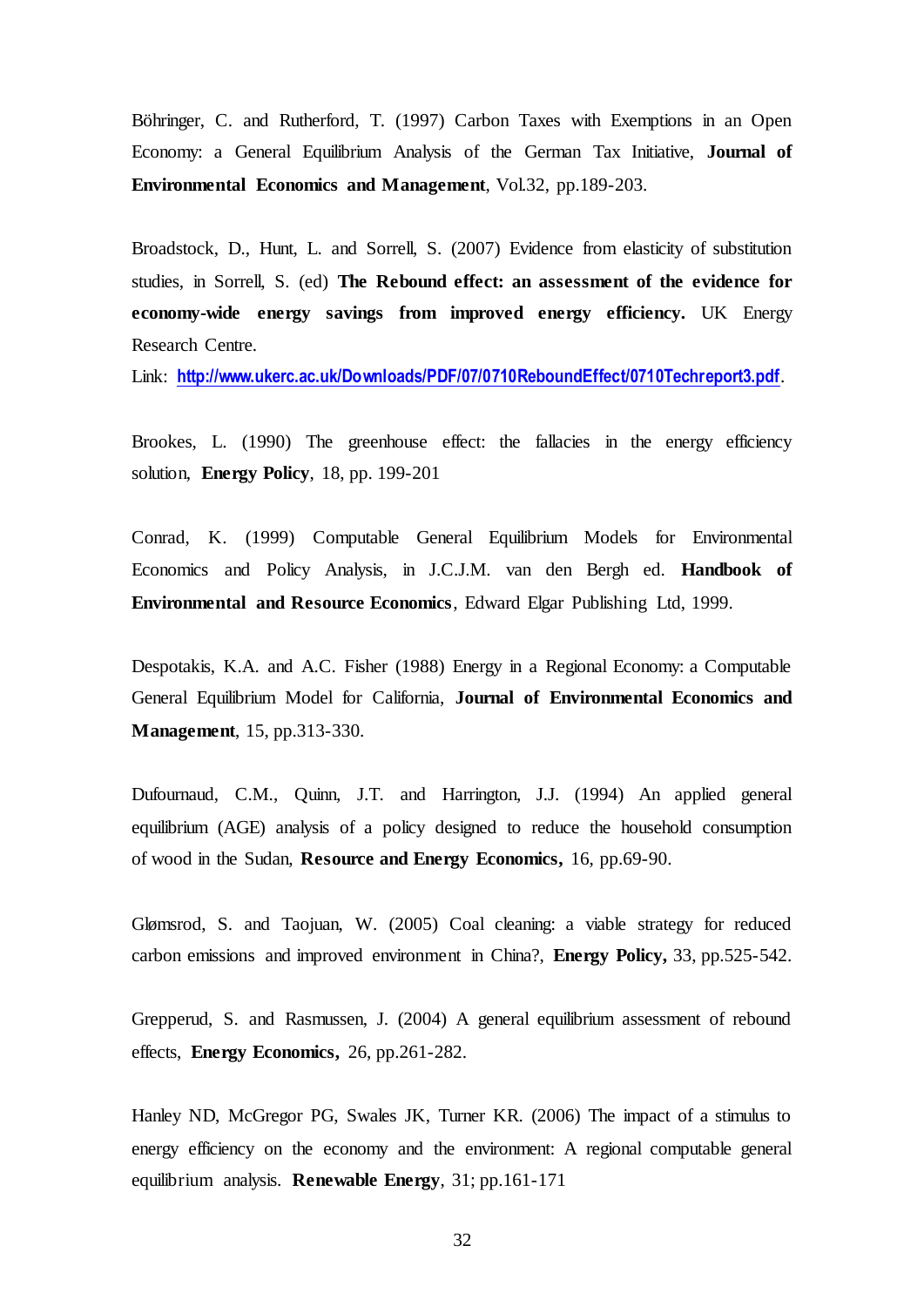Böhringer, C. and Rutherford, T. (1997) Carbon Taxes with Exemptions in an Open Economy: a General Equilibrium Analysis of the German Tax Initiative, **Journal of Environmental Economics and Management**, Vol.32, pp.189-203.

Broadstock, D., Hunt, L. and Sorrell, S. (2007) Evidence from elasticity of substitution studies, in Sorrell, S. (ed) **The Rebound effect: an assessment of the evidence for economy-wide energy savings from improved energy efficiency.** UK Energy Research Centre.
Link: http://www.ukerc.ac.uk/Downloads/PDF/07/0710ReboundEffect/0710Techreport3.pdf.

Brookes, L. (1990) The greenhouse effect: the fallacies in the energy efficiency solution, **Energy Policy**, 18, pp. 199-201

Conrad, K. (1999) Computable General Equilibrium Models for Environmental Economics and Policy Analysis, in J.C.J.M. van den Bergh ed. **Handbook of Environmental and Resource Economics**, Edward Elgar Publishing Ltd, 1999.

Despotakis, K.A. and A.C. Fisher (1988) Energy in a Regional Economy: a Computable General Equilibrium Model for California, **Journal of Environmental Economics and Management**, 15, pp.313-330.

Dufournaud, C.M., Quinn, J.T. and Harrington, J.J. (1994) An applied general equilibrium (AGE) analysis of a policy designed to reduce the household consumption of wood in the Sudan, **Resource and Energy Economics,** 16, pp.69-90.

Glømsrod, S. and Taojuan, W. (2005) Coal cleaning: a viable strategy for reduced carbon emissions and improved environment in China?, **Energy Policy,** 33, pp.525-542.

Grepperud, S. and Rasmussen, J. (2004) A general equilibrium assessment of rebound effects, **Energy Economics,** 26, pp.261-282.

Hanley ND, McGregor PG, Swales JK, Turner KR. (2006) The impact of a stimulus to energy efficiency on the economy and the environment: A regional computable general equilibrium analysis. **Renewable Energy**, 31; pp.161-171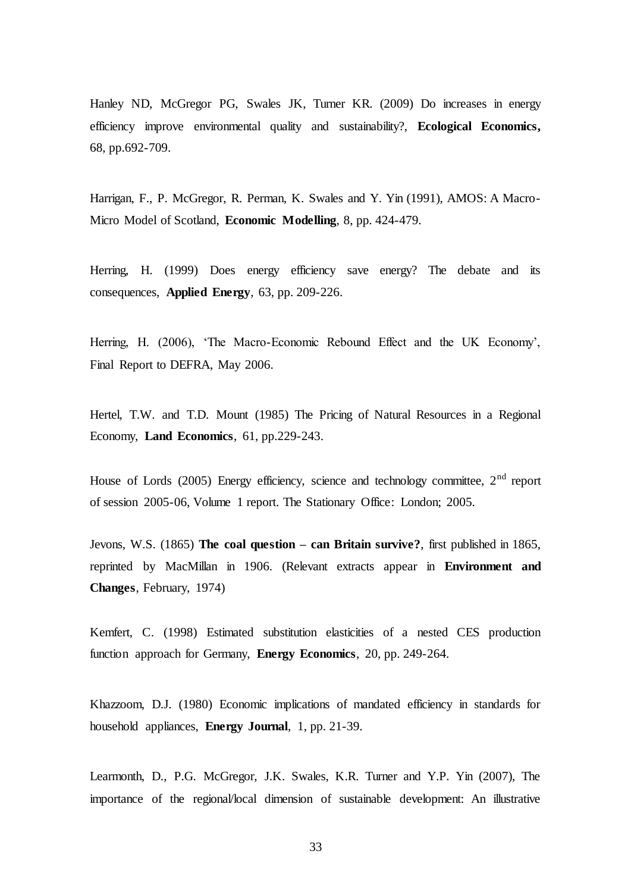Hanley ND, McGregor PG, Swales JK, Turner KR. (2009) Do increases in energy efficiency improve environmental quality and sustainability?, **Ecological Economics,** 68, pp.692-709.

Harrigan, F., P. McGregor, R. Perman, K. Swales and Y. Yin (1991), AMOS: A Macro-Micro Model of Scotland, **Economic Modelling**, 8, pp. 424-479.

Herring, H. (1999) Does energy efficiency save energy? The debate and its consequences, **Applied Energy**, 63, pp. 209-226.

Herring, H. (2006), 'The Macro-Economic Rebound Effect and the UK Economy', Final Report to DEFRA, May 2006.

Hertel, T.W. and T.D. Mount (1985) The Pricing of Natural Resources in a Regional Economy, **Land Economics**, 61, pp.229-243.

House of Lords (2005) Energy efficiency, science and technology committee, 2nd report of session 2005-06, Volume 1 report. The Stationary Office: London; 2005.

Jevons, W.S. (1865) **The coal question – can Britain survive?**, first published in 1865, reprinted by MacMillan in 1906. (Relevant extracts appear in **Environment and Changes**, February, 1974)

Kemfert, C. (1998) Estimated substitution elasticities of a nested CES production function approach for Germany, **Energy Economics**, 20, pp. 249-264.

Khazzoom, D.J. (1980) Economic implications of mandated efficiency in standards for household appliances, **Energy Journal**, 1, pp. 21-39.

Learmonth, D., P.G. McGregor, J.K. Swales, K.R. Turner and Y.P. Yin (2007), The importance of the regional/local dimension of sustainable development: An illustrative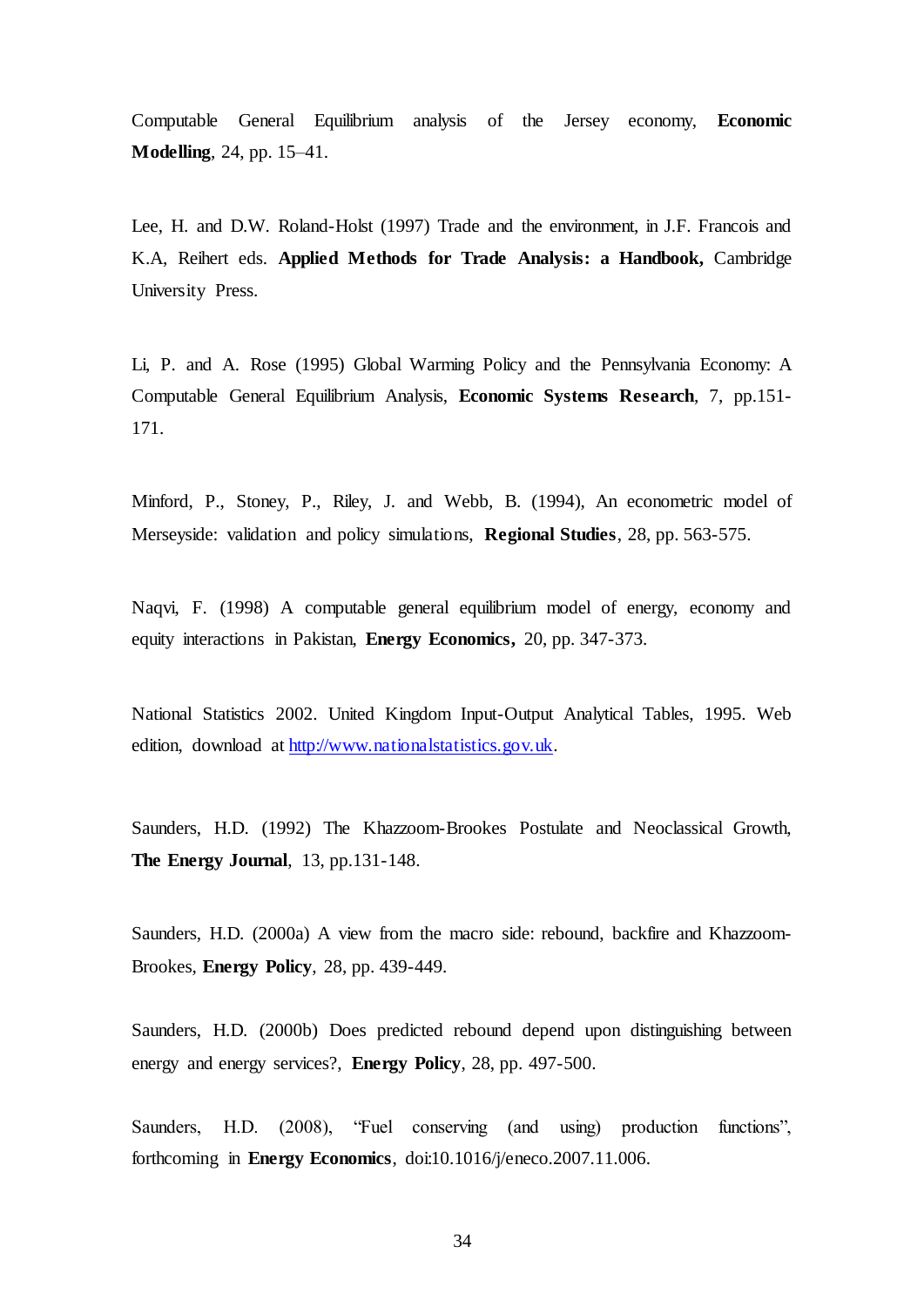Computable General Equilibrium analysis of the Jersey economy, **Economic Modelling**, 24, pp. 15–41.

Lee, H. and D.W. Roland-Holst (1997) Trade and the environment, in J.F. Francois and K.A, Reihert eds. **Applied Methods for Trade Analysis: a Handbook,** Cambridge University Press.

Li, P. and A. Rose (1995) Global Warming Policy and the Pennsylvania Economy: A Computable General Equilibrium Analysis, **Economic Systems Research**, 7, pp.151-171.

Minford, P., Stoney, P., Riley, J. and Webb, B. (1994), An econometric model of Merseyside: validation and policy simulations, **Regional Studies**, 28, pp. 563-575.

Naqvi, F. (1998) A computable general equilibrium model of energy, economy and equity interactions in Pakistan, **Energy Economics,** 20, pp. 347-373.

National Statistics 2002. United Kingdom Input-Output Analytical Tables, 1995. Web edition, download at http://www.nationalstatistics.gov.uk.

Saunders, H.D. (1992) The Khazzoom-Brookes Postulate and Neoclassical Growth, **The Energy Journal**, 13, pp.131-148.

Saunders, H.D. (2000a) A view from the macro side: rebound, backfire and Khazzoom-Brookes, **Energy Policy**, 28, pp. 439-449.

Saunders, H.D. (2000b) Does predicted rebound depend upon distinguishing between energy and energy services?, **Energy Policy**, 28, pp. 497-500.

Saunders, H.D. (2008), "Fuel conserving (and using) production functions", forthcoming in **Energy Economics**, doi:10.1016/j/eneco.2007.11.006.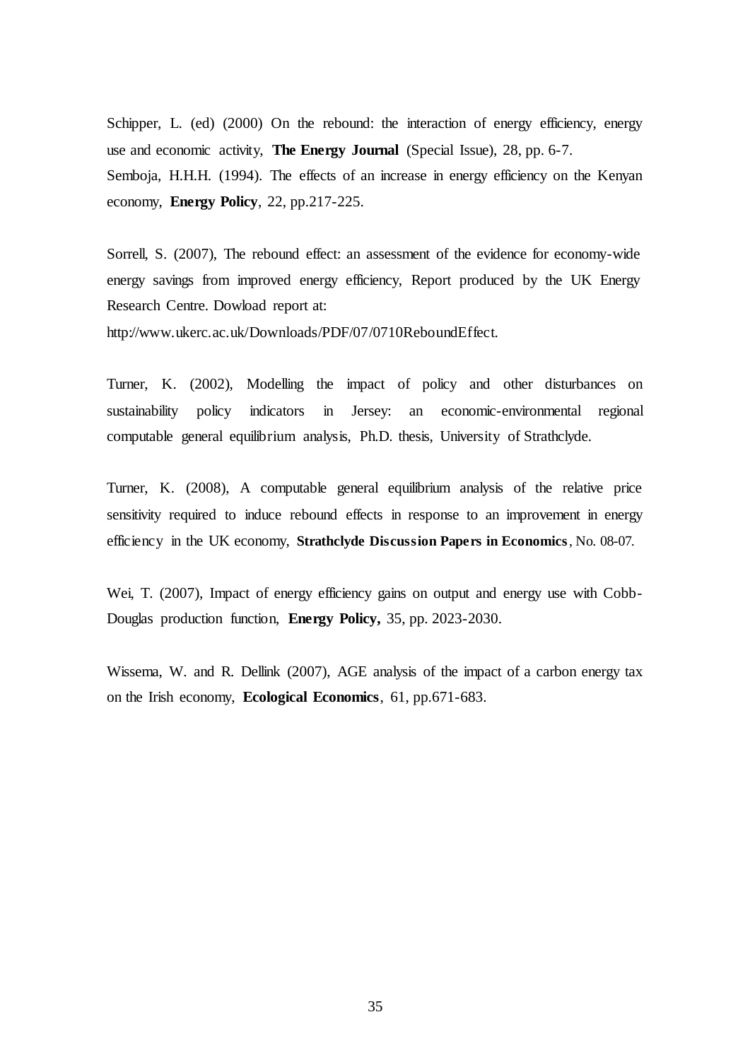Schipper, L. (ed) (2000) On the rebound: the interaction of energy efficiency, energy use and economic activity, **The Energy Journal** (Special Issue), 28, pp. 6-7.

Semboja, H.H.H. (1994). The effects of an increase in energy efficiency on the Kenyan economy, **Energy Policy**, 22, pp.217-225.

Sorrell, S. (2007), The rebound effect: an assessment of the evidence for economy-wide energy savings from improved energy efficiency, Report produced by the UK Energy Research Centre. Dowload report at:
http://www.ukerc.ac.uk/Downloads/PDF/07/0710ReboundEffect.

Turner, K. (2002), Modelling the impact of policy and other disturbances on sustainability policy indicators in Jersey: an economic-environmental regional computable general equilibrium analysis, Ph.D. thesis, University of Strathclyde.

Turner, K. (2008), A computable general equilibrium analysis of the relative price sensitivity required to induce rebound effects in response to an improvement in energy efficiency in the UK economy, **Strathclyde Discussion Papers in Economics**, No. 08-07.

Wei, T. (2007), Impact of energy efficiency gains on output and energy use with Cobb-Douglas production function, **Energy Policy,** 35, pp. 2023-2030.

Wissema, W. and R. Dellink (2007), AGE analysis of the impact of a carbon energy tax on the Irish economy, **Ecological Economics**, 61, pp.671-683.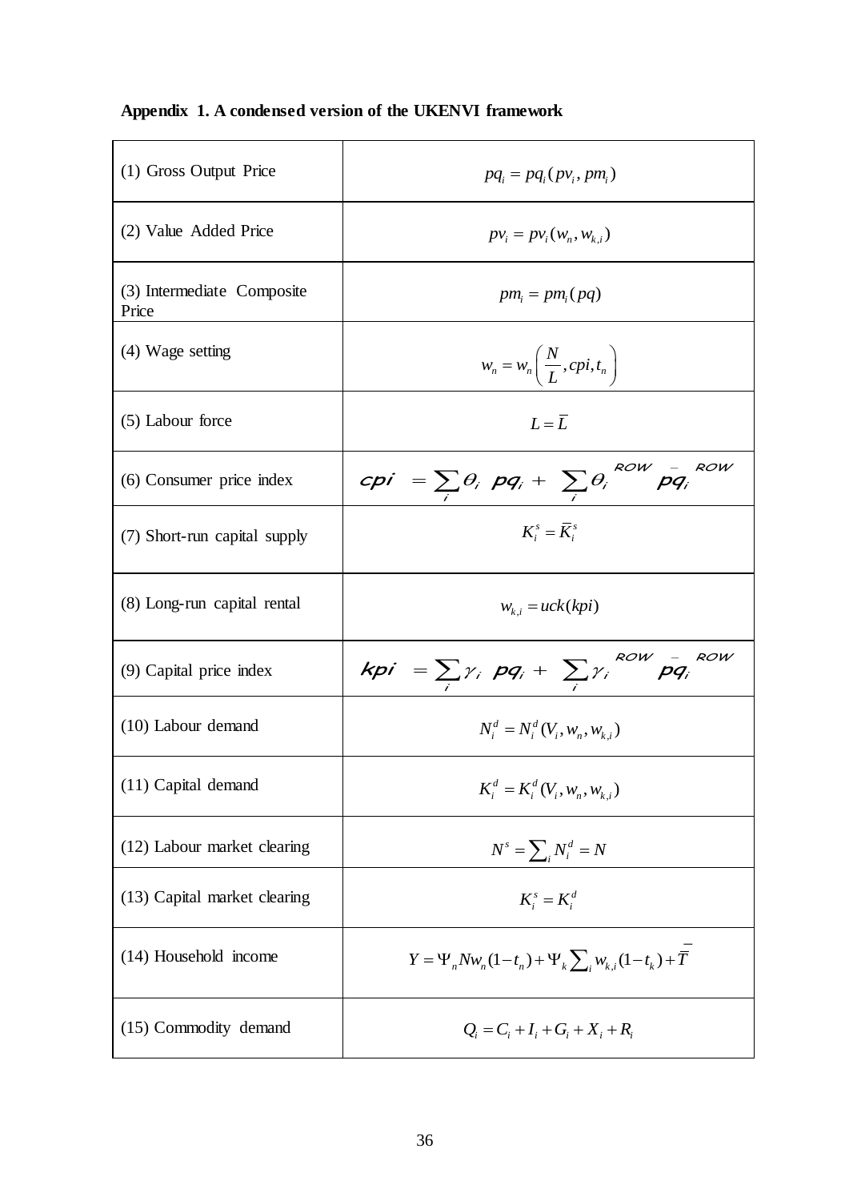**Appendix 1. A condensed version of the UKENVI framework**

| | |
|---|---|
| (1) Gross Output Price | $pq_i = pq_i(pv_i, pm_i)$ |
| (2) Value Added Price | $pv_i = pv_i(w_n, w_{k,i})$ |
| (3) Intermediate Composite Price | $pm_i = pm_i(pq)$ |
| (4) Wage setting | $w_n = w_n\left(\frac{N}{L}, cpi, t_n\right)$ |
| (5) Labour force | $L = \bar{L}$ |
| (6) Consumer price index | $cpi = \sum_i \theta_i \; pq_i + \sum_i \theta_i^{ROW} \; \bar{pq}_i^{ROW}$ |
| (7) Short-run capital supply | $K_i^s = \bar{K}_i^s$ |
| (8) Long-run capital rental | $w_{k,i} = uck(kpi)$ |
| (9) Capital price index | $kpi = \sum_i \gamma_i \; pq_i + \sum_i \gamma_i^{ROW} \; \bar{pq}_i^{ROW}$ |
| (10) Labour demand | $N_i^d = N_i^d(V_i, w_n, w_{k,i})$ |
| (11) Capital demand | $K_i^d = K_i^d(V_i, w_n, w_{k,i})$ |
| (12) Labour market clearing | $N^s = \sum_i N_i^d = N$ |
| (13) Capital market clearing | $K_i^s = K_i^d$ |
| (14) Household income | $Y = \Psi_n N w_n (1 - t_n) + \Psi_k \sum_i w_{k,i}(1 - t_k) + \bar{T}$ |
| (15) Commodity demand | $Q_i = C_i + I_i + G_i + X_i + R_i$ |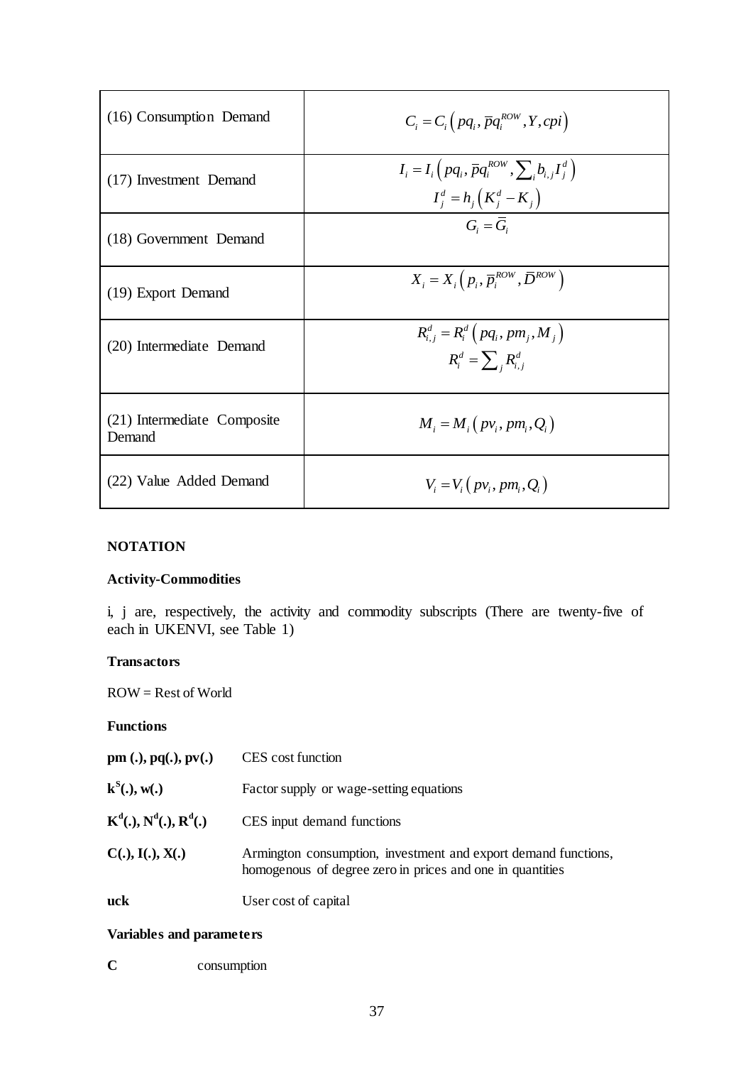| | |
|---|---|
| (16) Consumption Demand | $C_i = C_i\left(pq_i, \bar{p}q_i^{ROW}, Y, cpi\right)$ |
| (17) Investment Demand | $I_i = I_i\left(pq_i, \bar{p}q_i^{ROW}, \sum_i b_{i,j} I_j^d\right)$ <br> $I_j^d = h_j\left(K_j^d - K_j\right)$ |
| (18) Government Demand | $G_i = \bar{G}_i$ |
| (19) Export Demand | $X_i = X_i\left(p_i, \bar{p}_i^{ROW}, \bar{D}^{ROW}\right)$ |
| (20) Intermediate Demand | $R_{i,j}^d = R_i^d\left(pq_i, pm_j, M_j\right)$ <br> $R_i^d = \sum_j R_{i,j}^d$ |
| (21) Intermediate Composite Demand | $M_i = M_i\left(pv_i, pm_i, Q_i\right)$ |
| (22) Value Added Demand | $V_i = V_i\left(pv_i, pm_i, Q_i\right)$ |

**NOTATION**

**Activity-Commodities**

i, j are, respectively, the activity and commodity subscripts (There are twenty-five of each in UKENVI, see Table 1)

**Transactors**

ROW = Rest of World

**Functions**

| | |
|---|---|
| **pm (.), pq(.), pv(.)** | CES cost function |
| **$k^S$(.), w(.)** | Factor supply or wage-setting equations |
| **$K^d$(.), $N^d$(.), $R^d$(.)** | CES input demand functions |
| **C(.), I(.), X(.)** | Armington consumption, investment and export demand functions, homogenous of degree zero in prices and one in quantities |
| **uck** | User cost of capital |

**Variables and parameters**

**C** consumption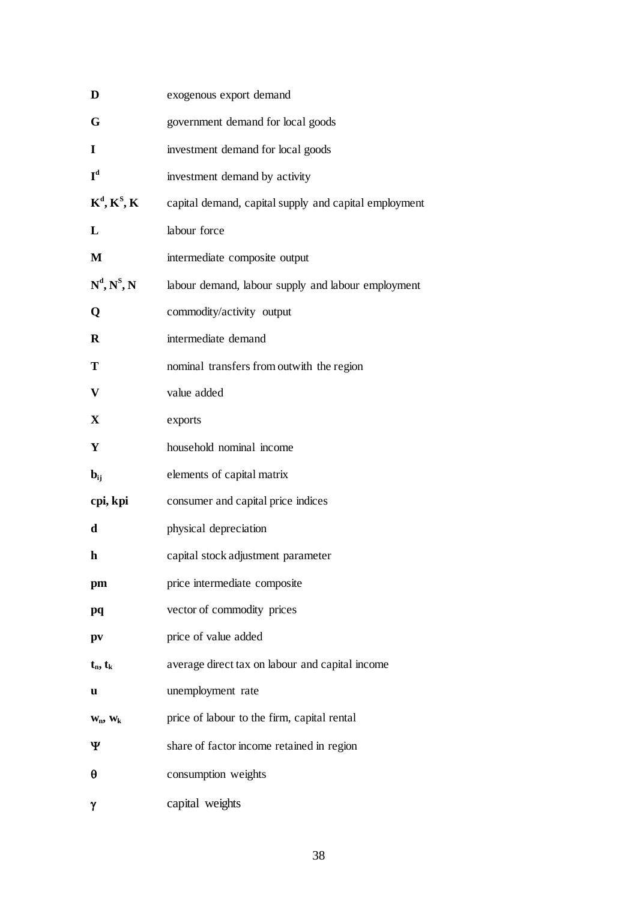| | |
|---|---|
| $\mathbf{D}$ | exogenous export demand |
| $\mathbf{G}$ | government demand for local goods |
| $\mathbf{I}$ | investment demand for local goods |
| $\mathbf{I^d}$ | investment demand by activity |
| $\mathbf{K^d, K^S, K}$ | capital demand, capital supply and capital employment |
| $\mathbf{L}$ | labour force |
| $\mathbf{M}$ | intermediate composite output |
| $\mathbf{N^d, N^S, N}$ | labour demand, labour supply and labour employment |
| $\mathbf{Q}$ | commodity/activity output |
| $\mathbf{R}$ | intermediate demand |
| $\mathbf{T}$ | nominal transfers from outwith the region |
| $\mathbf{V}$ | value added |
| $\mathbf{X}$ | exports |
| $\mathbf{Y}$ | household nominal income |
| $\mathbf{b_{ij}}$ | elements of capital matrix |
| **cpi, kpi** | consumer and capital price indices |
| $\mathbf{d}$ | physical depreciation |
| $\mathbf{h}$ | capital stock adjustment parameter |
| **pm** | price intermediate composite |
| **pq** | vector of commodity prices |
| **pv** | price of value added |
| $\mathbf{t_n, t_k}$ | average direct tax on labour and capital income |
| $\mathbf{u}$ | unemployment rate |
| $\mathbf{w_n, w_k}$ | price of labour to the firm, capital rental |
| $\mathbf{\Psi}$ | share of factor income retained in region |
| $\mathbf{\theta}$ | consumption weights |
| $\mathbf{\gamma}$ | capital weights |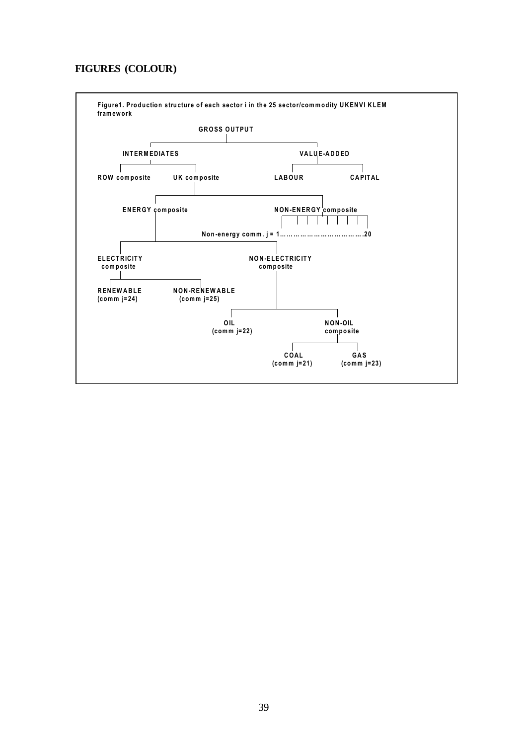**FIGURES (COLOUR)**

Figure1. Production structure of each sector i in the 25 sector/commodity UKENVI KLEM framework

GROSS OUTPUT

INTERMEDIATES

VALUE-ADDED

ROW composite

UK composite

LABOUR

CAPITAL

ENERGY composite

NON-ENERGY composite

Non-energy comm. j = 1……………………………….20

ELECTRICITY composite

NON-ELECTRICITY composite

RENEWABLE (comm j=24)

NON-RENEWABLE (comm j=25)

OIL (comm j=22)

NON-OIL composite

COAL (comm j=21)

GAS (comm j=23)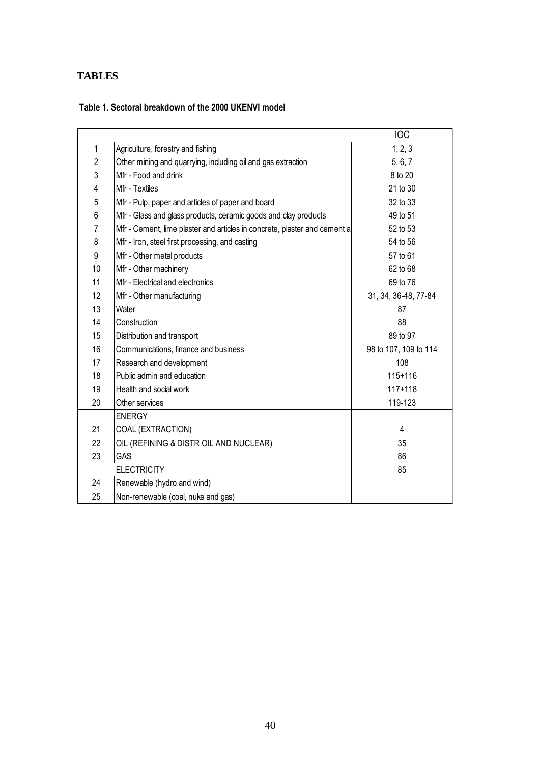## TABLES

**Table 1. Sectoral breakdown of the 2000 UKENVI model**

| | | IOC |
|---|---|---|
| 1 | Agriculture, forestry and fishing | 1, 2, 3 |
| 2 | Other mining and quarrying, including oil and gas extraction | 5, 6, 7 |
| 3 | Mfr - Food and drink | 8 to 20 |
| 4 | Mfr - Textiles | 21 to 30 |
| 5 | Mfr - Pulp, paper and articles of paper and board | 32 to 33 |
| 6 | Mfr - Glass and glass products, ceramic goods and clay products | 49 to 51 |
| 7 | Mfr - Cement, lime plaster and articles in concrete, plaster and cement a | 52 to 53 |
| 8 | Mfr - Iron, steel first processing, and casting | 54 to 56 |
| 9 | Mfr - Other metal products | 57 to 61 |
| 10 | Mfr - Other machinery | 62 to 68 |
| 11 | Mfr - Electrical and electronics | 69 to 76 |
| 12 | Mfr - Other manufacturing | 31, 34, 36-48, 77-84 |
| 13 | Water | 87 |
| 14 | Construction | 88 |
| 15 | Distribution and transport | 89 to 97 |
| 16 | Communications, finance and business | 98 to 107, 109 to 114 |
| 17 | Research and development | 108 |
| 18 | Public admin and education | 115+116 |
| 19 | Health and social work | 117+118 |
| 20 | Other services | 119-123 |
| | ENERGY | |
| 21 | COAL (EXTRACTION) | 4 |
| 22 | OIL (REFINING & DISTR OIL AND NUCLEAR) | 35 |
| 23 | GAS | 86 |
| | ELECTRICITY | 85 |
| 24 | Renewable (hydro and wind) | |
| 25 | Non-renewable (coal, nuke and gas) | |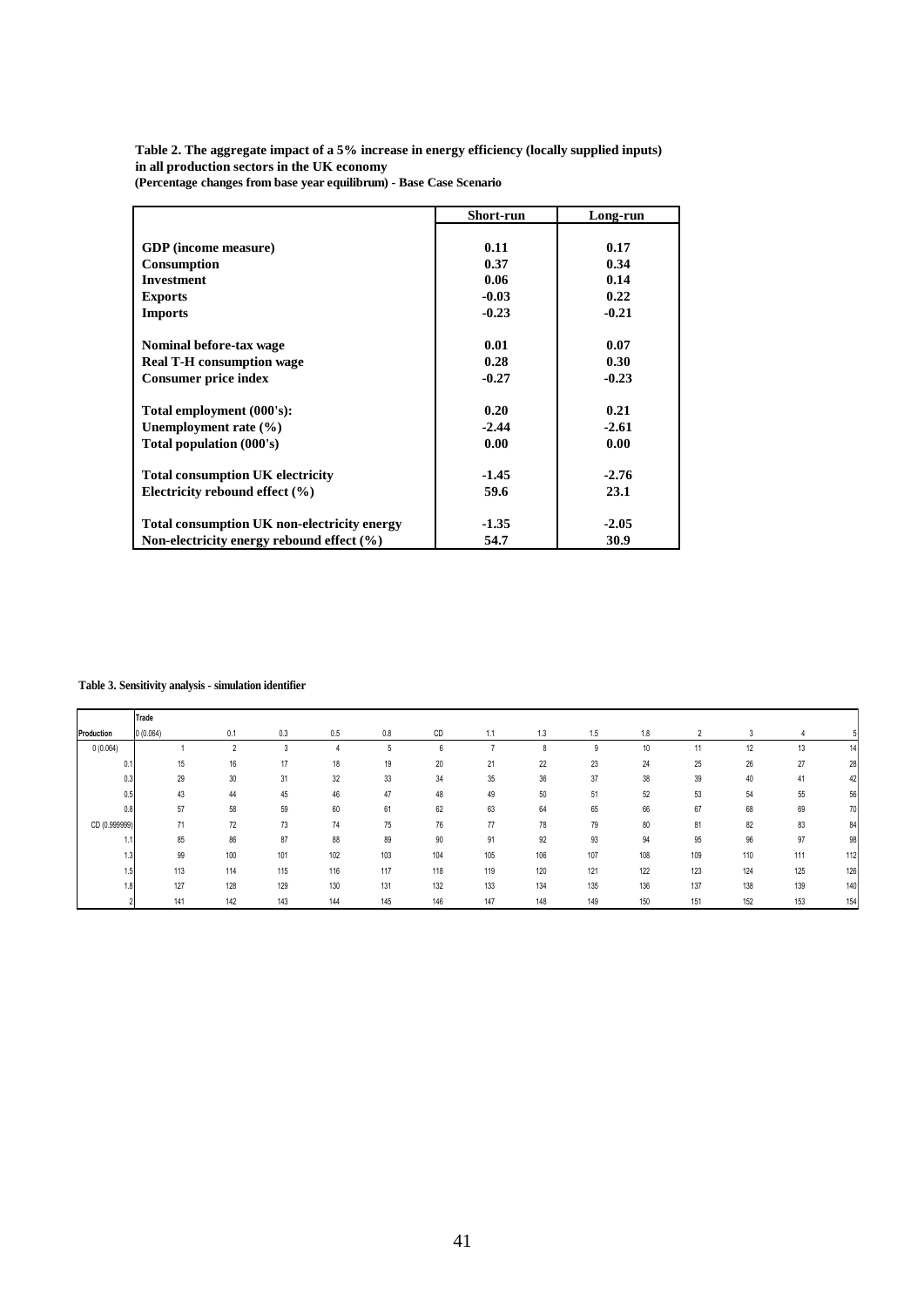**Table 2. The aggregate impact of a 5% increase in energy efficiency (locally supplied inputs) in all production sectors in the UK economy**
**(Percentage changes from base year equilibrum) - Base Case Scenario**

| | Short-run | Long-run |
|---|---|---|
| **GDP (income measure)** | **0.11** | **0.17** |
| **Consumption** | **0.37** | **0.34** |
| **Investment** | **0.06** | **0.14** |
| **Exports** | **-0.03** | **0.22** |
| **Imports** | **-0.23** | **-0.21** |
| | | |
| **Nominal before-tax wage** | **0.01** | **0.07** |
| **Real T-H consumption wage** | **0.28** | **0.30** |
| **Consumer price index** | **-0.27** | **-0.23** |
| | | |
| **Total employment (000's):** | **0.20** | **0.21** |
| **Unemployment rate (%)** | **-2.44** | **-2.61** |
| **Total population (000's)** | **0.00** | **0.00** |
| | | |
| **Total consumption UK electricity** | **-1.45** | **-2.76** |
| **Electricity rebound effect (%)** | **59.6** | **23.1** |
| | | |
| **Total consumption UK non-electricity energy** | **-1.35** | **-2.05** |
| **Non-electricity energy rebound effect (%)** | **54.7** | **30.9** |

**Table 3. Sensitivity analysis - simulation identifier**

| | Trade | | | | | | | | | | | | | |
|---|---|---|---|---|---|---|---|---|---|---|---|---|---|---|
| **Production** | 0 (0.064) | 0.1 | 0.3 | 0.5 | 0.8 | CD | 1.1 | 1.3 | 1.5 | 1.8 | 2 | 3 | 4 | 5 |
| 0 (0.064) | 1 | 2 | 3 | 4 | 5 | 6 | 7 | 8 | 9 | 10 | 11 | 12 | 13 | 14 |
| 0.1 | 15 | 16 | 17 | 18 | 19 | 20 | 21 | 22 | 23 | 24 | 25 | 26 | 27 | 28 |
| 0.3 | 29 | 30 | 31 | 32 | 33 | 34 | 35 | 36 | 37 | 38 | 39 | 40 | 41 | 42 |
| 0.5 | 43 | 44 | 45 | 46 | 47 | 48 | 49 | 50 | 51 | 52 | 53 | 54 | 55 | 56 |
| 0.8 | 57 | 58 | 59 | 60 | 61 | 62 | 63 | 64 | 65 | 66 | 67 | 68 | 69 | 70 |
| CD (0.999999) | 71 | 72 | 73 | 74 | 75 | 76 | 77 | 78 | 79 | 80 | 81 | 82 | 83 | 84 |
| 1.1 | 85 | 86 | 87 | 88 | 89 | 90 | 91 | 92 | 93 | 94 | 95 | 96 | 97 | 98 |
| 1.3 | 99 | 100 | 101 | 102 | 103 | 104 | 105 | 106 | 107 | 108 | 109 | 110 | 111 | 112 |
| 1.5 | 113 | 114 | 115 | 116 | 117 | 118 | 119 | 120 | 121 | 122 | 123 | 124 | 125 | 126 |
| 1.8 | 127 | 128 | 129 | 130 | 131 | 132 | 133 | 134 | 135 | 136 | 137 | 138 | 139 | 140 |
| 2 | 141 | 142 | 143 | 144 | 145 | 146 | 147 | 148 | 149 | 150 | 151 | 152 | 153 | 154 |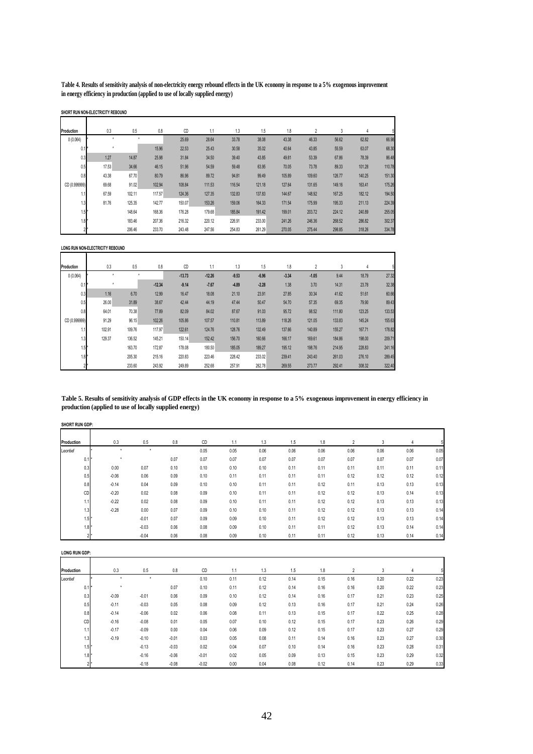**Table 4. Results of sensitivity analysis of non-electricity energy rebound effects in the UK economy in response to a 5% exogenous improvement in energy efficiency in production (applied to use of locally supplied energy)**

SHORT RUN NON-ELECTRICITY REBOUND

| Production | 0.3 | 0.5 | 0.8 | CD | 1.1 | 1.3 | 1.5 | 1.8 | 2 | 3 | 4 | 5 |
|---|---|---|---|---|---|---|---|---|---|---|---|---|
| 0 (0.064) | * | * | | 25.69 | 28.64 | 33.78 | 38.08 | 43.38 | 46.33 | 56.62 | 62.82 | 66.98 |
| 0.1 | * | | 15.96 | 22.53 | 25.43 | 30.58 | 35.02 | 40.64 | 43.85 | 55.59 | 63.07 | 68.30 |
| 0.3 | 1.27 | 14.87 | 25.98 | 31.84 | 34.50 | 39.40 | 43.85 | 49.81 | 53.39 | 67.86 | 78.39 | 86.48 |
| 0.5 | 17.53 | 34.66 | 46.15 | 51.96 | 54.59 | 59.48 | 63.95 | 70.05 | 73.78 | 89.33 | 101.28 | 110.78 |
| 0.8 | 43.38 | 67.70 | 80.79 | 86.96 | 89.72 | 94.81 | 99.49 | 105.89 | 109.60 | 126.77 | 140.25 | 151.30 |
| CD (0.999999) | 69.68 | 91.02 | 102.94 | 108.84 | 111.53 | 116.54 | 121.18 | 127.64 | 131.65 | 149.16 | 163.41 | 175.26 |
| 1.1 | 67.59 | 102.11 | 117.57 | 124.36 | 127.35 | 132.83 | 137.83 | 144.67 | 148.92 | 167.25 | 182.12 | 194.50 |
| 1.3 | 81.76 | 125.35 | 142.77 | 150.07 | 153.26 | 159.06 | 164.33 | 171.54 | 175.99 | 195.33 | 211.13 | 224.39 |
| 1.5 | * | 148.64 | 168.36 | 176.28 | 179.68 | 185.84 | 191.42 | 199.01 | 203.72 | 224.12 | 240.89 | 255.05 |
| 1.8 | * | 183.46 | 207.36 | 216.32 | 220.12 | 226.91 | 233.00 | 241.26 | 246.36 | 268.52 | 286.82 | 302.37 |
| 2 | * | 206.46 | 233.70 | 243.48 | 247.56 | 254.83 | 261.29 | 270.05 | 275.44 | 298.85 | 318.26 | 334.78 |

LONG RUN NON-ELECTRICITY REBOUND

| Production | 0.3 | 0.5 | 0.8 | CD | 1.1 | 1.3 | 1.5 | 1.8 | 2 | 3 | 4 | 5 |
|---|---|---|---|---|---|---|---|---|---|---|---|---|
| 0 (0.064) | * | * | | -13.73 | -12.26 | -9.53 | -6.96 | -3.34 | -1.05 | 9.44 | 18.79 | 27.32 |
| 0.1 | * | | -12.34 | -9.14 | -7.67 | -4.89 | -2.28 | 1.38 | 3.70 | 14.31 | 23.78 | 32.38 |
| 0.3 | 1.16 | 6.70 | 12.99 | 16.47 | 18.08 | 21.10 | 23.91 | 27.85 | 30.34 | 41.62 | 51.61 | 60.66 |
| 0.5 | 26.00 | 31.89 | 38.67 | 42.44 | 44.19 | 47.44 | 50.47 | 54.70 | 57.35 | 69.35 | 79.90 | 89.43 |
| 0.8 | 64.01 | 70.38 | 77.89 | 82.09 | 84.02 | 87.67 | 91.03 | 95.72 | 98.52 | 111.80 | 123.25 | 133.53 |
| CD (0.999999) | 91.29 | 96.15 | 102.26 | 105.86 | 107.57 | 110.81 | 113.89 | 118.26 | 121.05 | 133.83 | 145.24 | 155.63 |
| 1.1 | 102.91 | 109.76 | 117.97 | 122.61 | 124.76 | 128.76 | 132.49 | 137.66 | 140.89 | 155.27 | 167.71 | 178.82 |
| 1.3 | 129.37 | 136.52 | 145.21 | 150.14 | 152.42 | 156.70 | 160.66 | 166.17 | 169.61 | 184.86 | 198.00 | 209.71 |
| 1.5 | * | 163.70 | 172.87 | 178.08 | 180.50 | 185.05 | 189.27 | 195.12 | 198.76 | 214.95 | 228.83 | 241.16 |
| 1.8 | * | 205.30 | 215.16 | 220.83 | 223.46 | 228.42 | 233.02 | 239.41 | 243.40 | 261.03 | 276.10 | 289.45 |
| 2 | * | 233.60 | 243.92 | 249.89 | 252.68 | 257.91 | 262.78 | 269.55 | 273.77 | 292.41 | 308.32 | 322.40 |

**Table 5. Results of sensitivity analysis of GDP effects in the UK economy in response to a 5% exogenous improvement in energy efficiency in production (applied to use of locally supplied energy)**

SHORT RUN GDP:

| Production | 0.3 | 0.5 | 0.8 | CD | 1.1 | 1.3 | 1.5 | 1.8 | 2 | 3 | 4 | 5 |
|---|---|---|---|---|---|---|---|---|---|---|---|---|
| Leontief | * | * | | 0.05 | 0.05 | 0.06 | 0.06 | 0.06 | 0.06 | 0.06 | 0.06 | 0.05 |
| 0.1 | * | | 0.07 | 0.07 | 0.07 | 0.07 | 0.07 | 0.07 | 0.07 | 0.07 | 0.07 | 0.07 |
| 0.3 | 0.00 | 0.07 | 0.10 | 0.10 | 0.10 | 0.10 | 0.10 | 0.11 | 0.11 | 0.11 | 0.11 | 0.11 |
| 0.5 | -0.06 | 0.06 | 0.09 | 0.10 | 0.11 | 0.11 | 0.11 | 0.11 | 0.12 | 0.12 | 0.12 | 0.12 |
| 0.8 | -0.14 | 0.04 | 0.09 | 0.10 | 0.10 | 0.11 | 0.11 | 0.12 | 0.11 | 0.13 | 0.13 | 0.13 |
| CD | -0.20 | 0.02 | 0.08 | 0.09 | 0.10 | 0.11 | 0.11 | 0.12 | 0.12 | 0.13 | 0.14 | 0.13 |
| 1.1 | -0.22 | 0.02 | 0.08 | 0.09 | 0.10 | 0.11 | 0.11 | 0.12 | 0.12 | 0.13 | 0.13 | 0.13 |
| 1.3 | -0.28 | 0.00 | 0.07 | 0.09 | 0.10 | 0.10 | 0.11 | 0.12 | 0.12 | 0.13 | 0.13 | 0.14 |
| 1.5 | * | -0.01 | 0.07 | 0.09 | 0.09 | 0.10 | 0.11 | 0.12 | 0.12 | 0.13 | 0.13 | 0.14 |
| 1.8 | * | -0.03 | 0.06 | 0.08 | 0.09 | 0.10 | 0.11 | 0.11 | 0.12 | 0.13 | 0.14 | 0.14 |
| 2 | * | -0.04 | 0.06 | 0.08 | 0.09 | 0.10 | 0.11 | 0.11 | 0.12 | 0.13 | 0.14 | 0.14 |

LONG RUN GDP:

| Production | 0.3 | 0.5 | 0.8 | CD | 1.1 | 1.3 | 1.5 | 1.8 | 2 | 3 | 4 | 5 |
|---|---|---|---|---|---|---|---|---|---|---|---|---|
| Leontief | * | * | | 0.10 | 0.11 | 0.12 | 0.14 | 0.15 | 0.16 | 0.20 | 0.22 | 0.23 |
| 0.1 | * | | 0.07 | 0.10 | 0.11 | 0.12 | 0.14 | 0.16 | 0.16 | 0.20 | 0.22 | 0.23 |
| 0.3 | -0.09 | -0.01 | 0.06 | 0.09 | 0.10 | 0.12 | 0.14 | 0.16 | 0.17 | 0.21 | 0.23 | 0.25 |
| 0.5 | -0.11 | -0.03 | 0.05 | 0.08 | 0.09 | 0.12 | 0.13 | 0.16 | 0.17 | 0.21 | 0.24 | 0.26 |
| 0.8 | -0.14 | -0.06 | 0.02 | 0.06 | 0.08 | 0.11 | 0.13 | 0.15 | 0.17 | 0.22 | 0.25 | 0.28 |
| CD | -0.16 | -0.08 | 0.01 | 0.05 | 0.07 | 0.10 | 0.12 | 0.15 | 0.17 | 0.23 | 0.26 | 0.29 |
| 1.1 | -0.17 | -0.09 | 0.00 | 0.04 | 0.06 | 0.09 | 0.12 | 0.15 | 0.17 | 0.23 | 0.27 | 0.29 |
| 1.3 | -0.19 | -0.10 | -0.01 | 0.03 | 0.05 | 0.08 | 0.11 | 0.14 | 0.16 | 0.23 | 0.27 | 0.30 |
| 1.5 | * | -0.13 | -0.03 | 0.02 | 0.04 | 0.07 | 0.10 | 0.14 | 0.16 | 0.23 | 0.28 | 0.31 |
| 1.8 | * | -0.16 | -0.06 | -0.01 | 0.02 | 0.05 | 0.09 | 0.13 | 0.15 | 0.23 | 0.29 | 0.32 |
| 2 | * | -0.18 | -0.08 | -0.02 | 0.00 | 0.04 | 0.08 | 0.12 | 0.14 | 0.23 | 0.29 | 0.33 |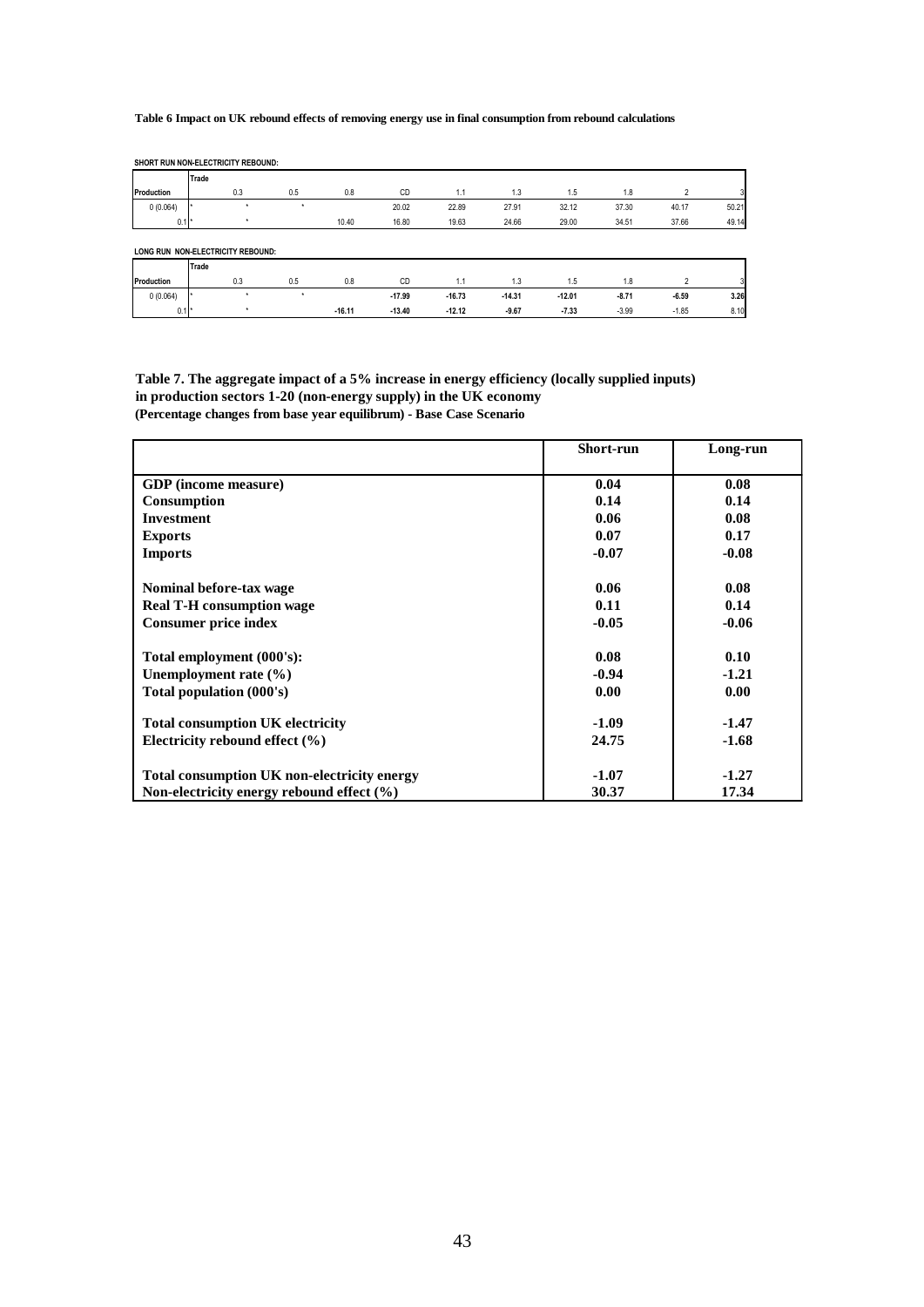**Table 6 Impact on UK rebound effects of removing energy use in final consumption from rebound calculations**

**SHORT RUN NON-ELECTRICITY REBOUND:**

| | Trade | | | | | | | | | | |
|---|---|---|---|---|---|---|---|---|---|---|---|
| **Production** | | 0.3 | 0.5 | 0.8 | CD | 1.1 | 1.3 | 1.5 | 1.8 | 2 | 3 |
| 0 (0.064) | * | * | * | | 20.02 | 22.89 | 27.91 | 32.12 | 37.30 | 40.17 | 50.21 |
| 0.1 | * | * | | 10.40 | 16.80 | 19.63 | 24.66 | 29.00 | 34.51 | 37.66 | 49.14 |

**LONG RUN NON-ELECTRICITY REBOUND:**

| | Trade | | | | | | | | | | |
|---|---|---|---|---|---|---|---|---|---|---|---|
| **Production** | | 0.3 | 0.5 | 0.8 | CD | 1.1 | 1.3 | 1.5 | 1.8 | 2 | 3 |
| 0 (0.064) | * | * | * | | -17.99 | -16.73 | -14.31 | -12.01 | -8.71 | -6.59 | 3.26 |
| 0.1 | * | * | | -16.11 | -13.40 | -12.12 | -9.67 | -7.33 | -3.99 | -1.85 | 8.10 |

**Table 7. The aggregate impact of a 5% increase in energy efficiency (locally supplied inputs) in production sectors 1-20 (non-energy supply) in the UK economy**
**(Percentage changes from base year equilibrum) - Base Case Scenario**

| | Short-run | Long-run |
|---|---|---|
| **GDP (income measure)** | 0.04 | 0.08 |
| **Consumption** | 0.14 | 0.14 |
| **Investment** | 0.06 | 0.08 |
| **Exports** | 0.07 | 0.17 |
| **Imports** | -0.07 | -0.08 |
| **Nominal before-tax wage** | 0.06 | 0.08 |
| **Real T-H consumption wage** | 0.11 | 0.14 |
| **Consumer price index** | -0.05 | -0.06 |
| **Total employment (000's):** | 0.08 | 0.10 |
| **Unemployment rate (%)** | -0.94 | -1.21 |
| **Total population (000's)** | 0.00 | 0.00 |
| **Total consumption UK electricity** | -1.09 | -1.47 |
| **Electricity rebound effect (%)** | 24.75 | -1.68 |
| **Total consumption UK non-electricity energy** | -1.07 | -1.27 |
| **Non-electricity energy rebound effect (%)** | 30.37 | 17.34 |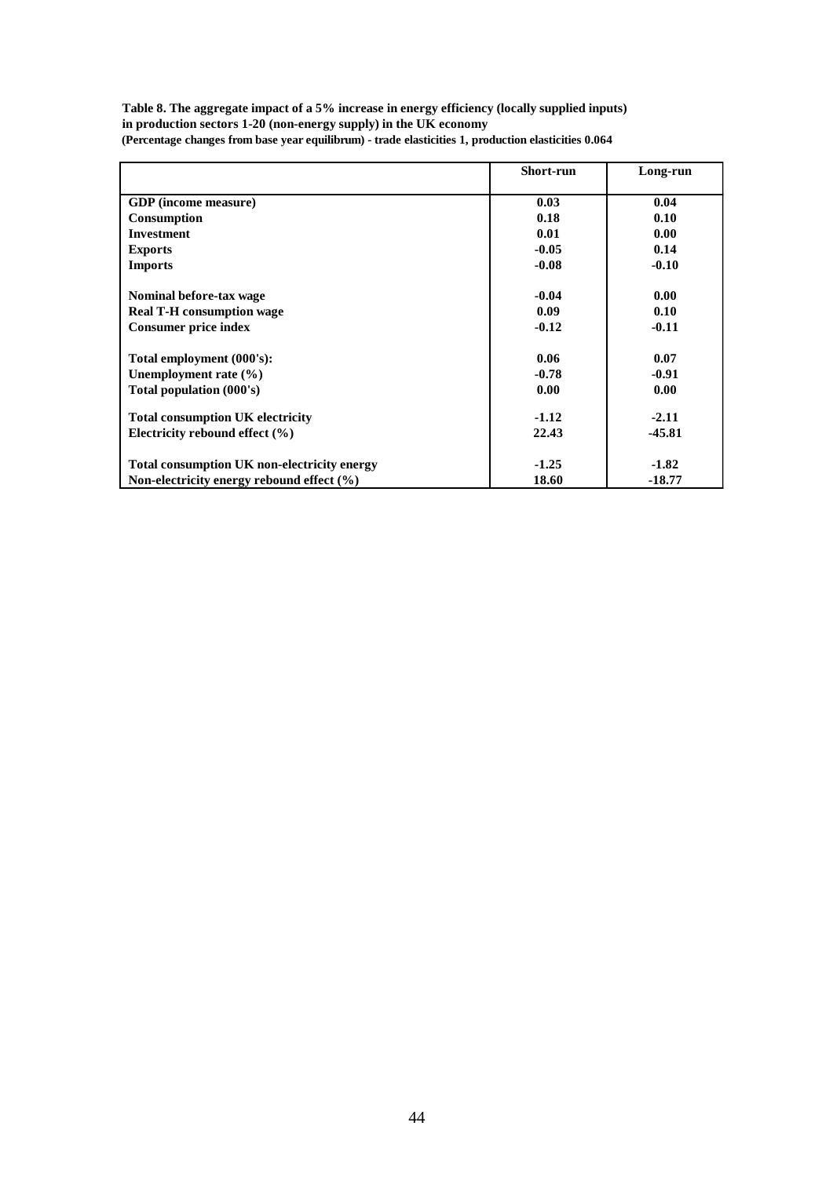**Table 8. The aggregate impact of a 5% increase in energy efficiency (locally supplied inputs) in production sectors 1-20 (non-energy supply) in the UK economy**
**(Percentage changes from base year equilibrum) - trade elasticities 1, production elasticities 0.064**

| | Short-run | Long-run |
|---|---|---|
| **GDP (income measure)** | 0.03 | 0.04 |
| **Consumption** | 0.18 | 0.10 |
| **Investment** | 0.01 | 0.00 |
| **Exports** | -0.05 | 0.14 |
| **Imports** | -0.08 | -0.10 |
| | | |
| **Nominal before-tax wage** | -0.04 | 0.00 |
| **Real T-H consumption wage** | 0.09 | 0.10 |
| **Consumer price index** | -0.12 | -0.11 |
| | | |
| **Total employment (000's):** | 0.06 | 0.07 |
| **Unemployment rate (%)** | -0.78 | -0.91 |
| **Total population (000's)** | 0.00 | 0.00 |
| | | |
| **Total consumption UK electricity** | -1.12 | -2.11 |
| **Electricity rebound effect (%)** | 22.43 | -45.81 |
| | | |
| **Total consumption UK non-electricity energy** | -1.25 | -1.82 |
| **Non-electricity energy rebound effect (%)** | 18.60 | -18.77 |